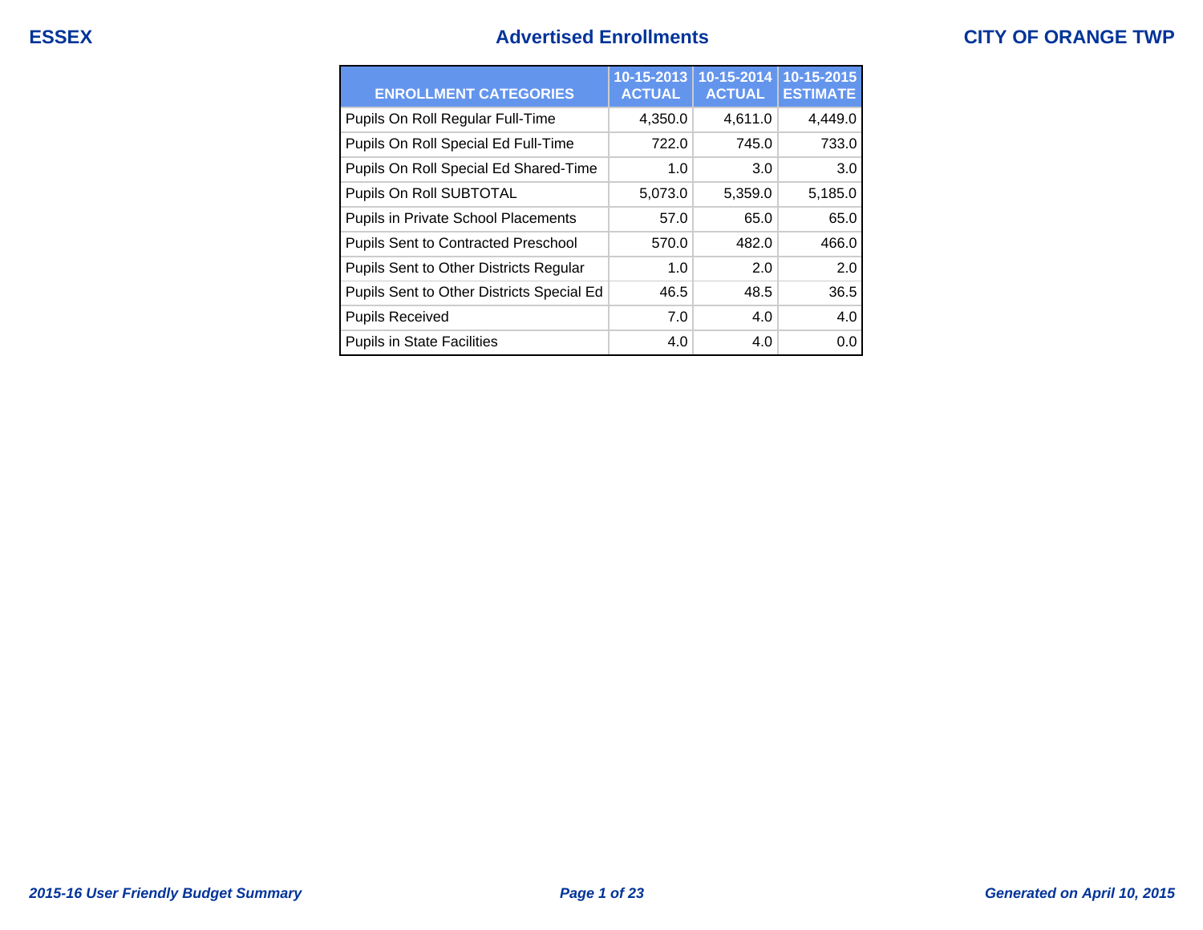ESSEX

# Advertised Enrollments

CITY OF ORANGE TWP

| ENROLLMENT CATEGORIES | 10-15-2013 ACTUAL | 10-15-2014 ACTUAL | 10-15-2015 ESTIMATE |
|---|---|---|---|
| Pupils On Roll Regular Full-Time | 4,350.0 | 4,611.0 | 4,449.0 |
| Pupils On Roll Special Ed Full-Time | 722.0 | 745.0 | 733.0 |
| Pupils On Roll Special Ed Shared-Time | 1.0 | 3.0 | 3.0 |
| Pupils On Roll SUBTOTAL | 5,073.0 | 5,359.0 | 5,185.0 |
| Pupils in Private School Placements | 57.0 | 65.0 | 65.0 |
| Pupils Sent to Contracted Preschool | 570.0 | 482.0 | 466.0 |
| Pupils Sent to Other Districts Regular | 1.0 | 2.0 | 2.0 |
| Pupils Sent to Other Districts Special Ed | 46.5 | 48.5 | 36.5 |
| Pupils Received | 7.0 | 4.0 | 4.0 |
| Pupils in State Facilities | 4.0 | 4.0 | 0.0 |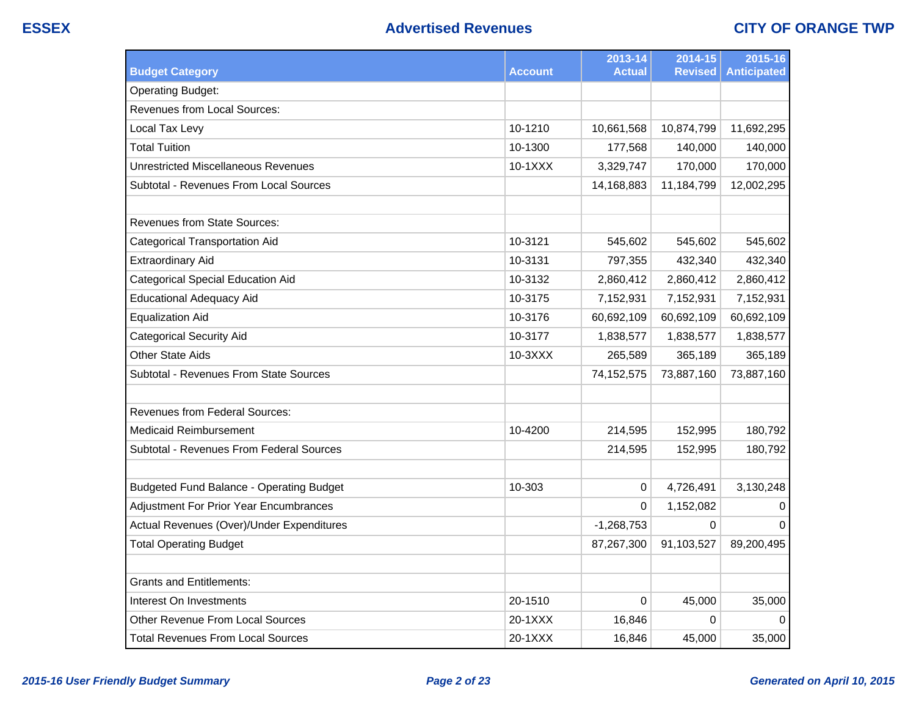## Advertised Revenues

| Budget Category | Account | 2013-14 Actual | 2014-15 Revised | 2015-16 Anticipated |
|---|---|---|---|---|
| Operating Budget: | | | | |
| Revenues from Local Sources: | | | | |
| Local Tax Levy | 10-1210 | 10,661,568 | 10,874,799 | 11,692,295 |
| Total Tuition | 10-1300 | 177,568 | 140,000 | 140,000 |
| Unrestricted Miscellaneous Revenues | 10-1XXX | 3,329,747 | 170,000 | 170,000 |
| Subtotal - Revenues From Local Sources | | 14,168,883 | 11,184,799 | 12,002,295 |
| | | | | |
| Revenues from State Sources: | | | | |
| Categorical Transportation Aid | 10-3121 | 545,602 | 545,602 | 545,602 |
| Extraordinary Aid | 10-3131 | 797,355 | 432,340 | 432,340 |
| Categorical Special Education Aid | 10-3132 | 2,860,412 | 2,860,412 | 2,860,412 |
| Educational Adequacy Aid | 10-3175 | 7,152,931 | 7,152,931 | 7,152,931 |
| Equalization Aid | 10-3176 | 60,692,109 | 60,692,109 | 60,692,109 |
| Categorical Security Aid | 10-3177 | 1,838,577 | 1,838,577 | 1,838,577 |
| Other State Aids | 10-3XXX | 265,589 | 365,189 | 365,189 |
| Subtotal - Revenues From State Sources | | 74,152,575 | 73,887,160 | 73,887,160 |
| | | | | |
| Revenues from Federal Sources: | | | | |
| Medicaid Reimbursement | 10-4200 | 214,595 | 152,995 | 180,792 |
| Subtotal - Revenues From Federal Sources | | 214,595 | 152,995 | 180,792 |
| | | | | |
| Budgeted Fund Balance - Operating Budget | 10-303 | 0 | 4,726,491 | 3,130,248 |
| Adjustment For Prior Year Encumbrances | | 0 | 1,152,082 | 0 |
| Actual Revenues (Over)/Under Expenditures | | -1,268,753 | 0 | 0 |
| Total Operating Budget | | 87,267,300 | 91,103,527 | 89,200,495 |
| | | | | |
| Grants and Entitlements: | | | | |
| Interest On Investments | 20-1510 | 0 | 45,000 | 35,000 |
| Other Revenue From Local Sources | 20-1XXX | 16,846 | 0 | 0 |
| Total Revenues From Local Sources | 20-1XXX | 16,846 | 45,000 | 35,000 |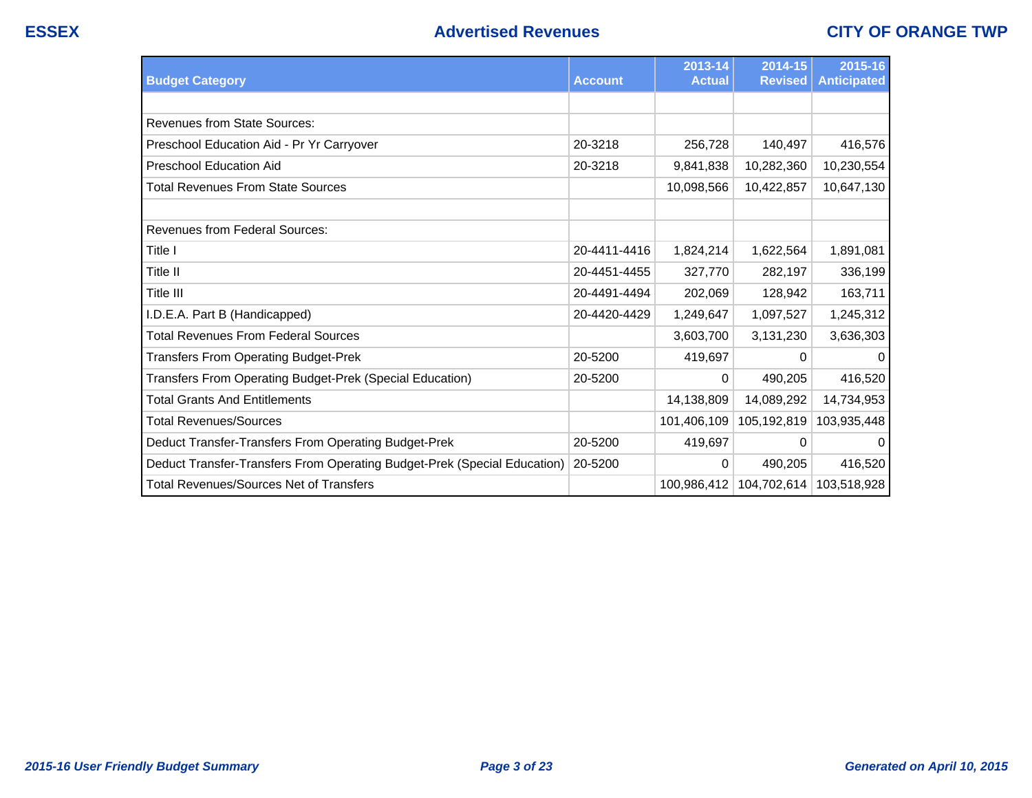# Advertised Revenues

| Budget Category | Account | 2013-14 Actual | 2014-15 Revised | 2015-16 Anticipated |
|---|---|---|---|---|
| | | | | |
| Revenues from State Sources: | | | | |
| Preschool Education Aid - Pr Yr Carryover | 20-3218 | 256,728 | 140,497 | 416,576 |
| Preschool Education Aid | 20-3218 | 9,841,838 | 10,282,360 | 10,230,554 |
| Total Revenues From State Sources | | 10,098,566 | 10,422,857 | 10,647,130 |
| | | | | |
| Revenues from Federal Sources: | | | | |
| Title I | 20-4411-4416 | 1,824,214 | 1,622,564 | 1,891,081 |
| Title II | 20-4451-4455 | 327,770 | 282,197 | 336,199 |
| Title III | 20-4491-4494 | 202,069 | 128,942 | 163,711 |
| I.D.E.A. Part B (Handicapped) | 20-4420-4429 | 1,249,647 | 1,097,527 | 1,245,312 |
| Total Revenues From Federal Sources | | 3,603,700 | 3,131,230 | 3,636,303 |
| Transfers From Operating Budget-Prek | 20-5200 | 419,697 | 0 | 0 |
| Transfers From Operating Budget-Prek (Special Education) | 20-5200 | 0 | 490,205 | 416,520 |
| Total Grants And Entitlements | | 14,138,809 | 14,089,292 | 14,734,953 |
| Total Revenues/Sources | | 101,406,109 | 105,192,819 | 103,935,448 |
| Deduct Transfer-Transfers From Operating Budget-Prek | 20-5200 | 419,697 | 0 | 0 |
| Deduct Transfer-Transfers From Operating Budget-Prek (Special Education) | 20-5200 | 0 | 490,205 | 416,520 |
| Total Revenues/Sources Net of Transfers | | 100,986,412 | 104,702,614 | 103,518,928 |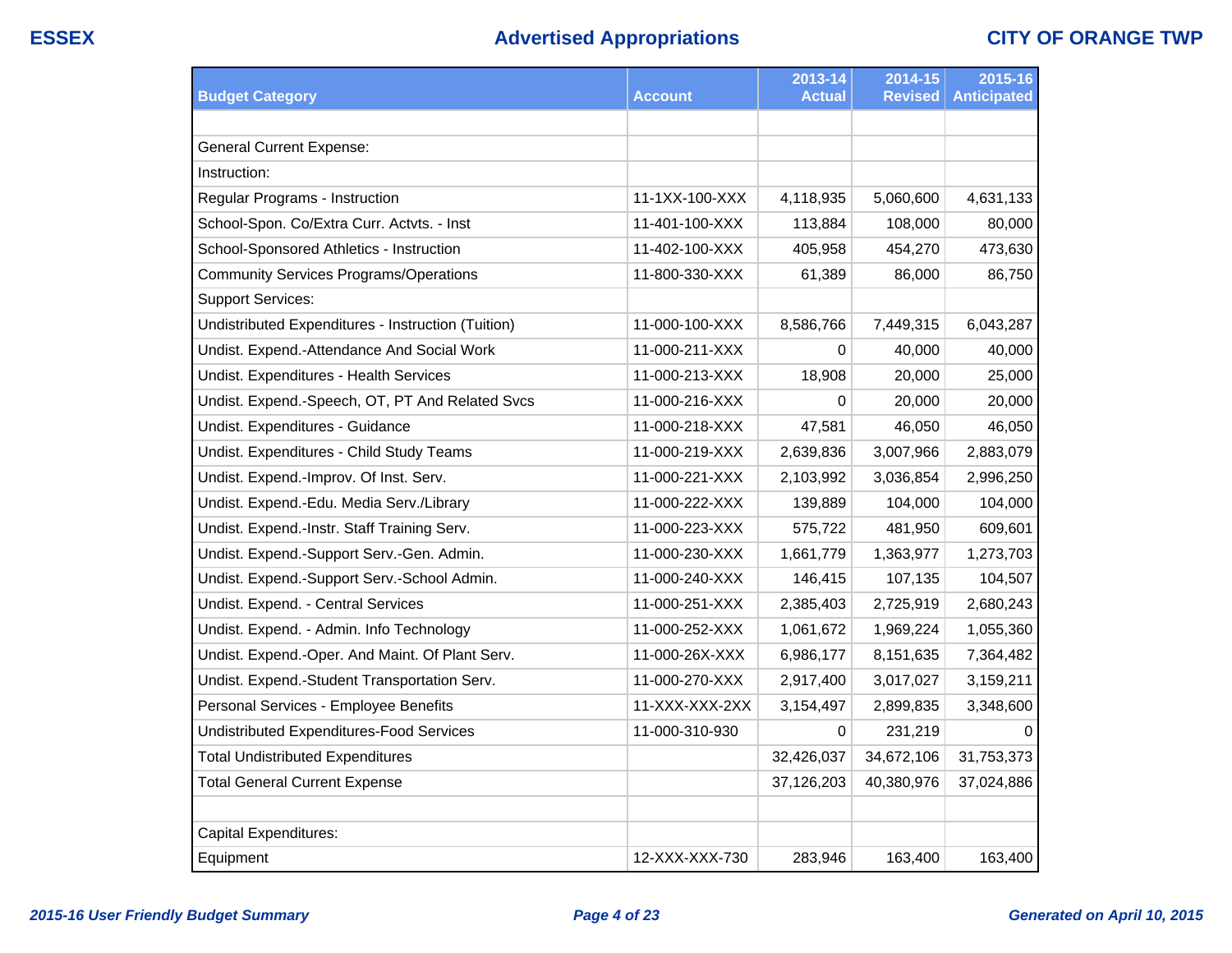| Budget Category | Account | 2013-14 Actual | 2014-15 Revised | 2015-16 Anticipated |
|---|---|---|---|---|
| | | | | |
| General Current Expense: | | | | |
| Instruction: | | | | |
| Regular Programs - Instruction | 11-1XX-100-XXX | 4,118,935 | 5,060,600 | 4,631,133 |
| School-Spon. Co/Extra Curr. Actvts. - Inst | 11-401-100-XXX | 113,884 | 108,000 | 80,000 |
| School-Sponsored Athletics - Instruction | 11-402-100-XXX | 405,958 | 454,270 | 473,630 |
| Community Services Programs/Operations | 11-800-330-XXX | 61,389 | 86,000 | 86,750 |
| Support Services: | | | | |
| Undistributed Expenditures - Instruction (Tuition) | 11-000-100-XXX | 8,586,766 | 7,449,315 | 6,043,287 |
| Undist. Expend.-Attendance And Social Work | 11-000-211-XXX | 0 | 40,000 | 40,000 |
| Undist. Expenditures - Health Services | 11-000-213-XXX | 18,908 | 20,000 | 25,000 |
| Undist. Expend.-Speech, OT, PT And Related Svcs | 11-000-216-XXX | 0 | 20,000 | 20,000 |
| Undist. Expenditures - Guidance | 11-000-218-XXX | 47,581 | 46,050 | 46,050 |
| Undist. Expenditures - Child Study Teams | 11-000-219-XXX | 2,639,836 | 3,007,966 | 2,883,079 |
| Undist. Expend.-Improv. Of Inst. Serv. | 11-000-221-XXX | 2,103,992 | 3,036,854 | 2,996,250 |
| Undist. Expend.-Edu. Media Serv./Library | 11-000-222-XXX | 139,889 | 104,000 | 104,000 |
| Undist. Expend.-Instr. Staff Training Serv. | 11-000-223-XXX | 575,722 | 481,950 | 609,601 |
| Undist. Expend.-Support Serv.-Gen. Admin. | 11-000-230-XXX | 1,661,779 | 1,363,977 | 1,273,703 |
| Undist. Expend.-Support Serv.-School Admin. | 11-000-240-XXX | 146,415 | 107,135 | 104,507 |
| Undist. Expend. - Central Services | 11-000-251-XXX | 2,385,403 | 2,725,919 | 2,680,243 |
| Undist. Expend. - Admin. Info Technology | 11-000-252-XXX | 1,061,672 | 1,969,224 | 1,055,360 |
| Undist. Expend.-Oper. And Maint. Of Plant Serv. | 11-000-26X-XXX | 6,986,177 | 8,151,635 | 7,364,482 |
| Undist. Expend.-Student Transportation Serv. | 11-000-270-XXX | 2,917,400 | 3,017,027 | 3,159,211 |
| Personal Services - Employee Benefits | 11-XXX-XXX-2XX | 3,154,497 | 2,899,835 | 3,348,600 |
| Undistributed Expenditures-Food Services | 11-000-310-930 | 0 | 231,219 | 0 |
| Total Undistributed Expenditures | | 32,426,037 | 34,672,106 | 31,753,373 |
| Total General Current Expense | | 37,126,203 | 40,380,976 | 37,024,886 |
| | | | | |
| Capital Expenditures: | | | | |
| Equipment | 12-XXX-XXX-730 | 283,946 | 163,400 | 163,400 |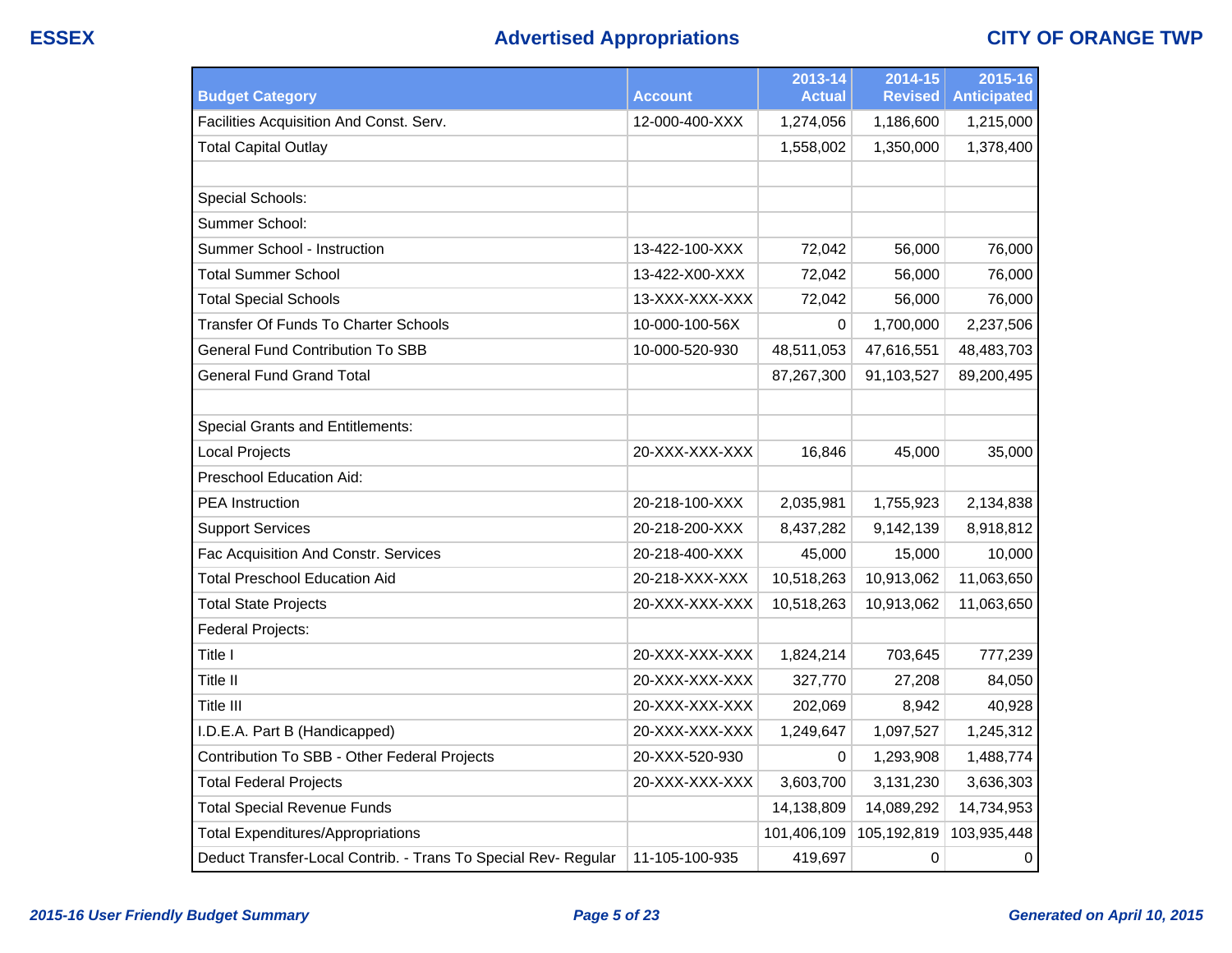| Budget Category | Account | 2013-14 Actual | 2014-15 Revised | 2015-16 Anticipated |
| --- | --- | --- | --- | --- |
| Facilities Acquisition And Const. Serv. | 12-000-400-XXX | 1,274,056 | 1,186,600 | 1,215,000 |
| Total Capital Outlay | | 1,558,002 | 1,350,000 | 1,378,400 |
| | | | | |
| Special Schools: | | | | |
| Summer School: | | | | |
| Summer School - Instruction | 13-422-100-XXX | 72,042 | 56,000 | 76,000 |
| Total Summer School | 13-422-X00-XXX | 72,042 | 56,000 | 76,000 |
| Total Special Schools | 13-XXX-XXX-XXX | 72,042 | 56,000 | 76,000 |
| Transfer Of Funds To Charter Schools | 10-000-100-56X | 0 | 1,700,000 | 2,237,506 |
| General Fund Contribution To SBB | 10-000-520-930 | 48,511,053 | 47,616,551 | 48,483,703 |
| General Fund Grand Total | | 87,267,300 | 91,103,527 | 89,200,495 |
| | | | | |
| Special Grants and Entitlements: | | | | |
| Local Projects | 20-XXX-XXX-XXX | 16,846 | 45,000 | 35,000 |
| Preschool Education Aid: | | | | |
| PEA Instruction | 20-218-100-XXX | 2,035,981 | 1,755,923 | 2,134,838 |
| Support Services | 20-218-200-XXX | 8,437,282 | 9,142,139 | 8,918,812 |
| Fac Acquisition And Constr. Services | 20-218-400-XXX | 45,000 | 15,000 | 10,000 |
| Total Preschool Education Aid | 20-218-XXX-XXX | 10,518,263 | 10,913,062 | 11,063,650 |
| Total State Projects | 20-XXX-XXX-XXX | 10,518,263 | 10,913,062 | 11,063,650 |
| Federal Projects: | | | | |
| Title I | 20-XXX-XXX-XXX | 1,824,214 | 703,645 | 777,239 |
| Title II | 20-XXX-XXX-XXX | 327,770 | 27,208 | 84,050 |
| Title III | 20-XXX-XXX-XXX | 202,069 | 8,942 | 40,928 |
| I.D.E.A. Part B (Handicapped) | 20-XXX-XXX-XXX | 1,249,647 | 1,097,527 | 1,245,312 |
| Contribution To SBB - Other Federal Projects | 20-XXX-520-930 | 0 | 1,293,908 | 1,488,774 |
| Total Federal Projects | 20-XXX-XXX-XXX | 3,603,700 | 3,131,230 | 3,636,303 |
| Total Special Revenue Funds | | 14,138,809 | 14,089,292 | 14,734,953 |
| Total Expenditures/Appropriations | | 101,406,109 | 105,192,819 | 103,935,448 |
| Deduct Transfer-Local Contrib. - Trans To Special Rev- Regular | 11-105-100-935 | 419,697 | 0 | 0 |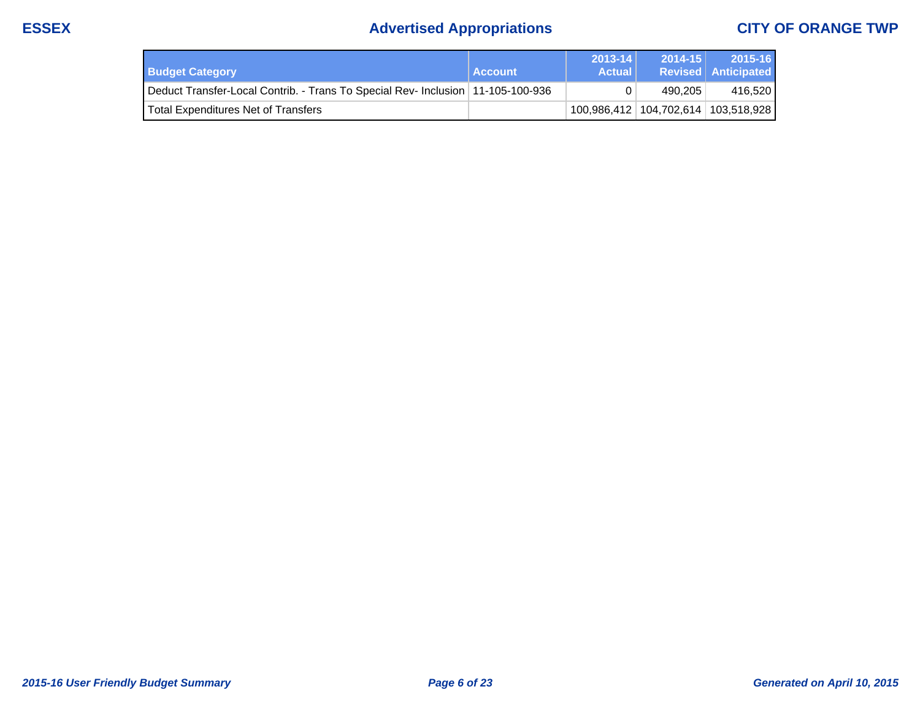| Budget Category | Account | 2013-14 Actual | 2014-15 Revised | 2015-16 Anticipated |
|---|---|---|---|---|
| Deduct Transfer-Local Contrib. - Trans To Special Rev- Inclusion | 11-105-100-936 | 0 | 490,205 | 416,520 |
| Total Expenditures Net of Transfers | | 100,986,412 | 104,702,614 | 103,518,928 |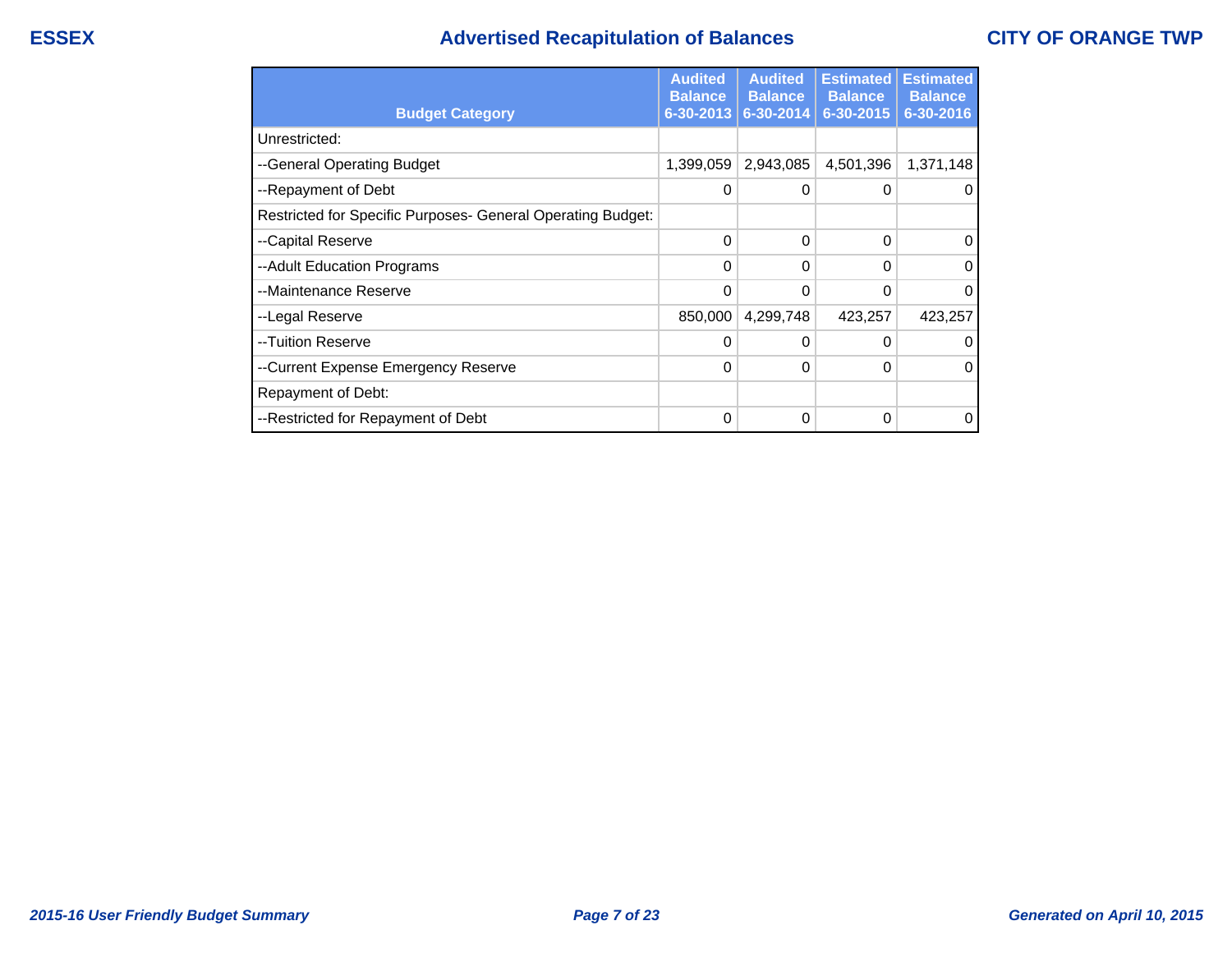# Advertised Recapitulation of Balances

ESSEX — CITY OF ORANGE TWP

| Budget Category | Audited Balance 6-30-2013 | Audited Balance 6-30-2014 | Estimated Balance 6-30-2015 | Estimated Balance 6-30-2016 |
|---|---|---|---|---|
| Unrestricted: | | | | |
| --General Operating Budget | 1,399,059 | 2,943,085 | 4,501,396 | 1,371,148 |
| --Repayment of Debt | 0 | 0 | 0 | 0 |
| Restricted for Specific Purposes- General Operating Budget: | | | | |
| --Capital Reserve | 0 | 0 | 0 | 0 |
| --Adult Education Programs | 0 | 0 | 0 | 0 |
| --Maintenance Reserve | 0 | 0 | 0 | 0 |
| --Legal Reserve | 850,000 | 4,299,748 | 423,257 | 423,257 |
| --Tuition Reserve | 0 | 0 | 0 | 0 |
| --Current Expense Emergency Reserve | 0 | 0 | 0 | 0 |
| Repayment of Debt: | | | | |
| --Restricted for Repayment of Debt | 0 | 0 | 0 | 0 |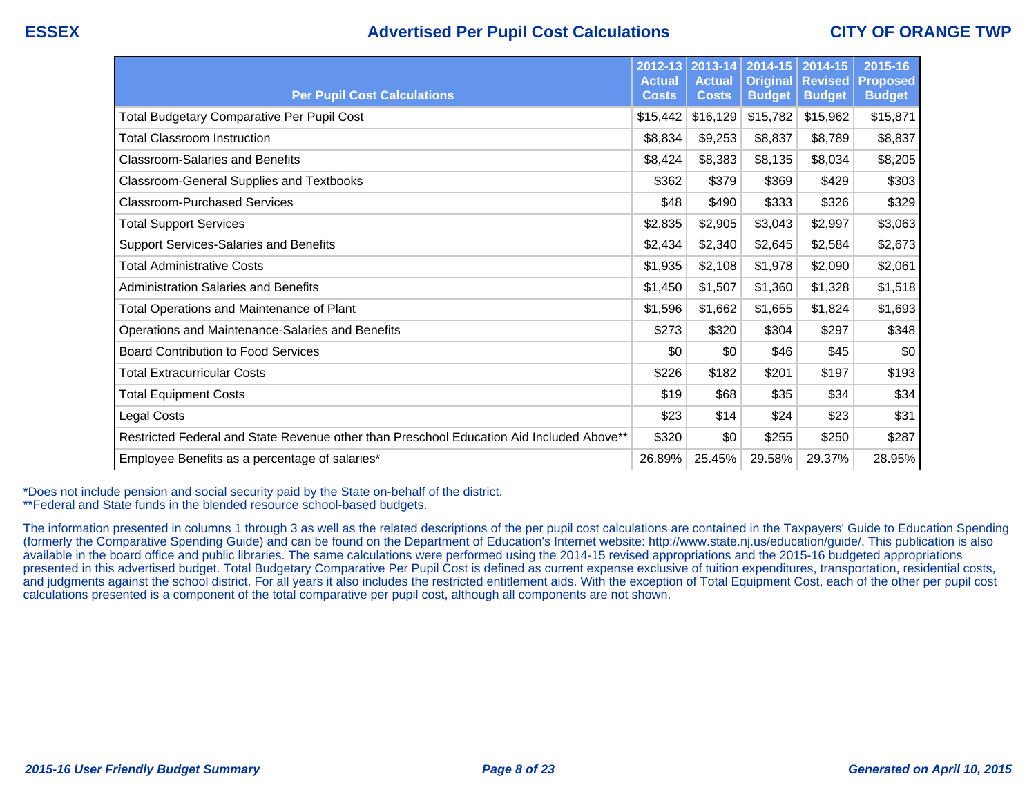# Advertised Per Pupil Cost Calculations

**ESSEX** — **CITY OF ORANGE TWP**

| Per Pupil Cost Calculations | 2012-13 Actual Costs | 2013-14 Actual Costs | 2014-15 Original Budget | 2014-15 Revised Budget | 2015-16 Proposed Budget |
|---|---|---|---|---|---|
| Total Budgetary Comparative Per Pupil Cost | $15,442 | $16,129 | $15,782 | $15,962 | $15,871 |
| Total Classroom Instruction | $8,834 | $9,253 | $8,837 | $8,789 | $8,837 |
| Classroom-Salaries and Benefits | $8,424 | $8,383 | $8,135 | $8,034 | $8,205 |
| Classroom-General Supplies and Textbooks | $362 | $379 | $369 | $429 | $303 |
| Classroom-Purchased Services | $48 | $490 | $333 | $326 | $329 |
| Total Support Services | $2,835 | $2,905 | $3,043 | $2,997 | $3,063 |
| Support Services-Salaries and Benefits | $2,434 | $2,340 | $2,645 | $2,584 | $2,673 |
| Total Administrative Costs | $1,935 | $2,108 | $1,978 | $2,090 | $2,061 |
| Administration Salaries and Benefits | $1,450 | $1,507 | $1,360 | $1,328 | $1,518 |
| Total Operations and Maintenance of Plant | $1,596 | $1,662 | $1,655 | $1,824 | $1,693 |
| Operations and Maintenance-Salaries and Benefits | $273 | $320 | $304 | $297 | $348 |
| Board Contribution to Food Services | $0 | $0 | $46 | $45 | $0 |
| Total Extracurricular Costs | $226 | $182 | $201 | $197 | $193 |
| Total Equipment Costs | $19 | $68 | $35 | $34 | $34 |
| Legal Costs | $23 | $14 | $24 | $23 | $31 |
| Restricted Federal and State Revenue other than Preschool Education Aid Included Above** | $320 | $0 | $255 | $250 | $287 |
| Employee Benefits as a percentage of salaries* | 26.89% | 25.45% | 29.58% | 29.37% | 28.95% |

*Does not include pension and social security paid by the State on-behalf of the district.
**Federal and State funds in the blended resource school-based budgets.

The information presented in columns 1 through 3 as well as the related descriptions of the per pupil cost calculations are contained in the Taxpayers' Guide to Education Spending (formerly the Comparative Spending Guide) and can be found on the Department of Education's Internet website: http://www.state.nj.us/education/guide/. This publication is also available in the board office and public libraries. The same calculations were performed using the 2014-15 revised appropriations and the 2015-16 budgeted appropriations presented in this advertised budget. Total Budgetary Comparative Per Pupil Cost is defined as current expense exclusive of tuition expenditures, transportation, residential costs, and judgments against the school district. For all years it also includes the restricted entitlement aids. With the exception of Total Equipment Cost, each of the other per pupil cost calculations presented is a component of the total comparative per pupil cost, although all components are not shown.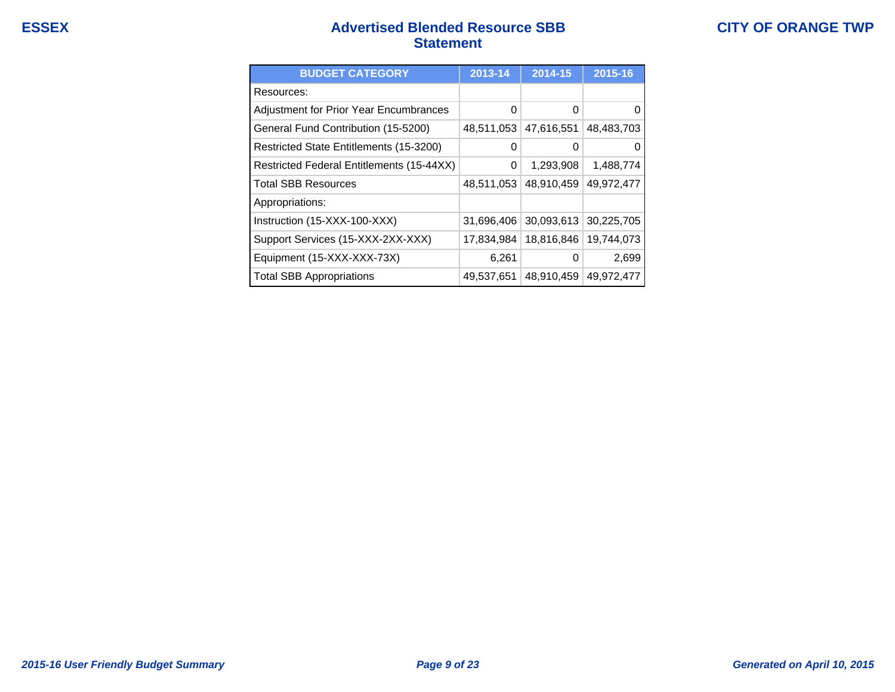ESSEX

# Advertised Blended Resource SBB Statement

CITY OF ORANGE TWP

| BUDGET CATEGORY | 2013-14 | 2014-15 | 2015-16 |
|---|---|---|---|
| Resources: | | | |
| Adjustment for Prior Year Encumbrances | 0 | 0 | 0 |
| General Fund Contribution (15-5200) | 48,511,053 | 47,616,551 | 48,483,703 |
| Restricted State Entitlements (15-3200) | 0 | 0 | 0 |
| Restricted Federal Entitlements (15-44XX) | 0 | 1,293,908 | 1,488,774 |
| Total SBB Resources | 48,511,053 | 48,910,459 | 49,972,477 |
| Appropriations: | | | |
| Instruction (15-XXX-100-XXX) | 31,696,406 | 30,093,613 | 30,225,705 |
| Support Services (15-XXX-2XX-XXX) | 17,834,984 | 18,816,846 | 19,744,073 |
| Equipment (15-XXX-XXX-73X) | 6,261 | 0 | 2,699 |
| Total SBB Appropriations | 49,537,651 | 48,910,459 | 49,972,477 |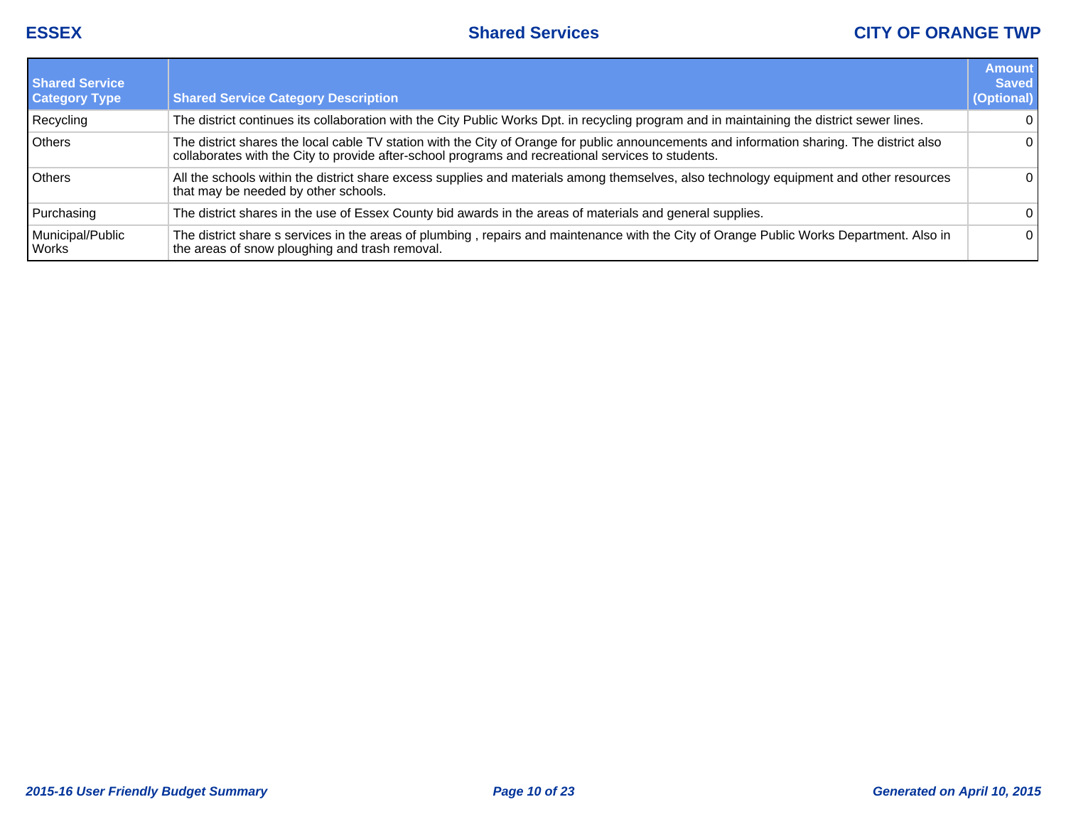## Shared Services

| Shared Service Category Type | Shared Service Category Description | Amount Saved (Optional) |
|---|---|---|
| Recycling | The district continues its collaboration with the City Public Works Dpt. in recycling program and in maintaining the district sewer lines. | 0 |
| Others | The district shares the local cable TV station with the City of Orange for public announcements and information sharing. The district also collaborates with the City to provide after-school programs and recreational services to students. | 0 |
| Others | All the schools within the district share excess supplies and materials among themselves, also technology equipment and other resources that may be needed by other schools. | 0 |
| Purchasing | The district shares in the use of Essex County bid awards in the areas of materials and general supplies. | 0 |
| Municipal/Public Works | The district share s services in the areas of plumbing , repairs and maintenance with the City of Orange Public Works Department. Also in the areas of snow ploughing and trash removal. | 0 |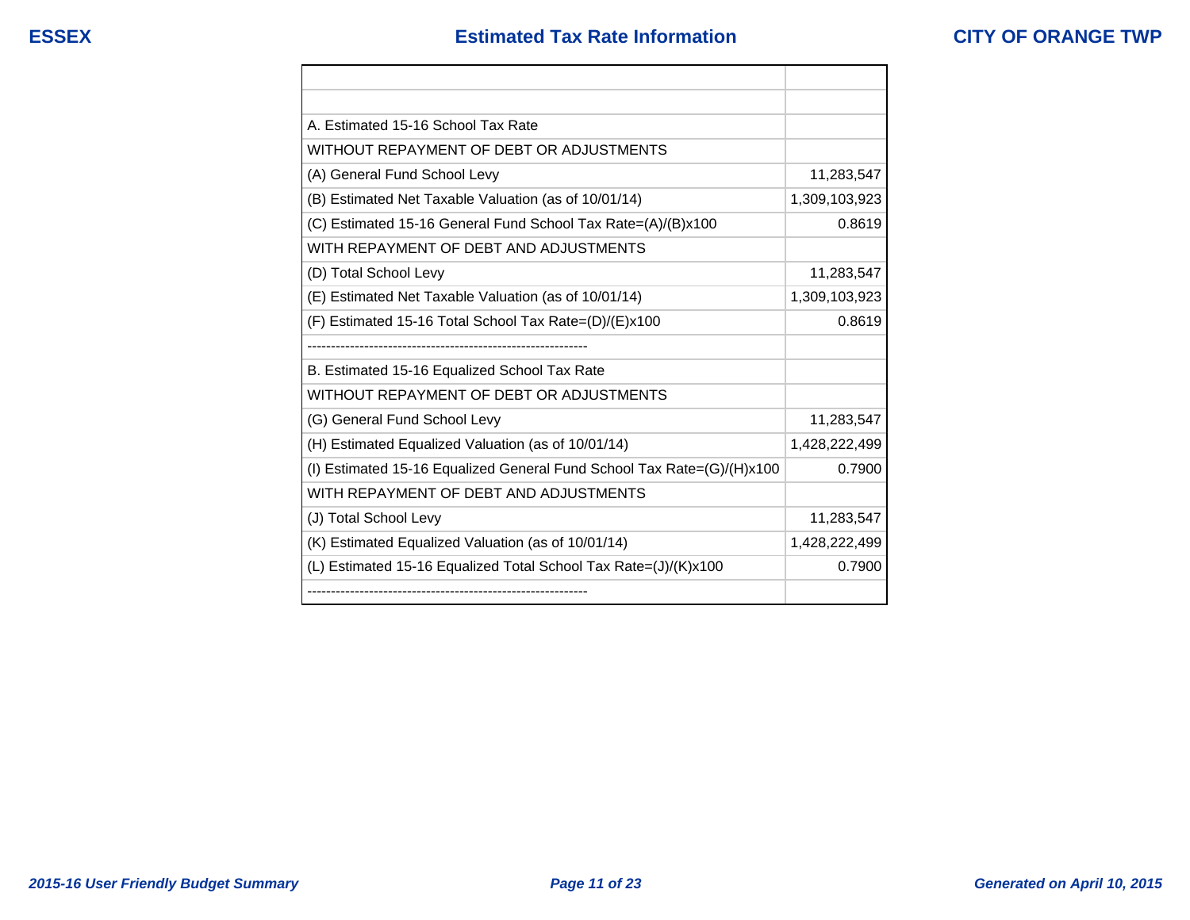ESSEX

# Estimated Tax Rate Information

CITY OF ORANGE TWP

| | |
|---|---|
| | |
| | |
| A. Estimated 15-16 School Tax Rate | |
| WITHOUT REPAYMENT OF DEBT OR ADJUSTMENTS | |
| (A) General Fund School Levy | 11,283,547 |
| (B) Estimated Net Taxable Valuation (as of 10/01/14) | 1,309,103,923 |
| (C) Estimated 15-16 General Fund School Tax Rate=(A)/(B)x100 | 0.8619 |
| WITH REPAYMENT OF DEBT AND ADJUSTMENTS | |
| (D) Total School Levy | 11,283,547 |
| (E) Estimated Net Taxable Valuation (as of 10/01/14) | 1,309,103,923 |
| (F) Estimated 15-16 Total School Tax Rate=(D)/(E)x100 | 0.8619 |
| ------------------------------------------------------------ | |
| B. Estimated 15-16 Equalized School Tax Rate | |
| WITHOUT REPAYMENT OF DEBT OR ADJUSTMENTS | |
| (G) General Fund School Levy | 11,283,547 |
| (H) Estimated Equalized Valuation (as of 10/01/14) | 1,428,222,499 |
| (I) Estimated 15-16 Equalized General Fund School Tax Rate=(G)/(H)x100 | 0.7900 |
| WITH REPAYMENT OF DEBT AND ADJUSTMENTS | |
| (J) Total School Levy | 11,283,547 |
| (K) Estimated Equalized Valuation (as of 10/01/14) | 1,428,222,499 |
| (L) Estimated 15-16 Equalized Total School Tax Rate=(J)/(K)x100 | 0.7900 |
| ------------------------------------------------------------ | |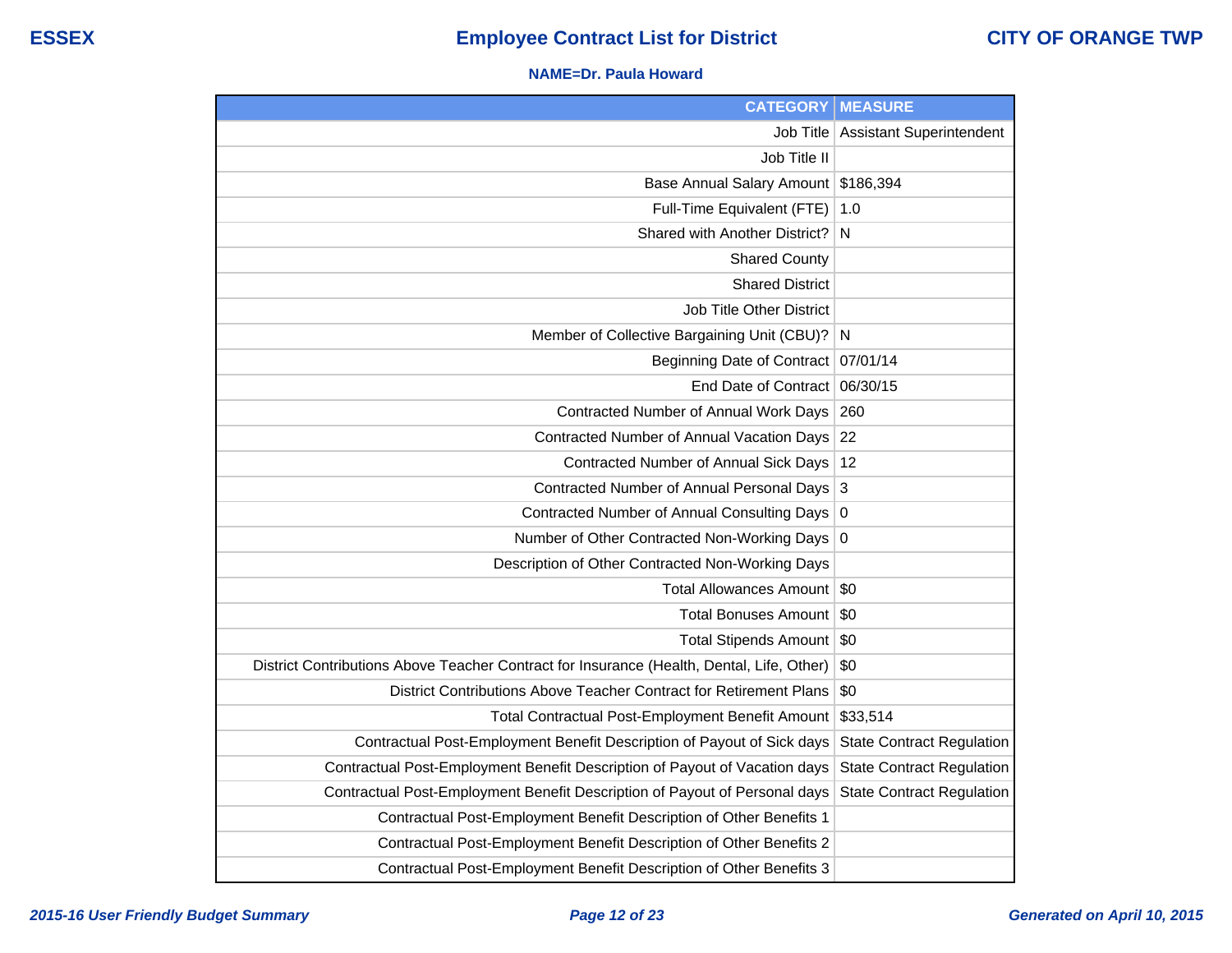ESSEX

# Employee Contract List for District

CITY OF ORANGE TWP

**NAME=Dr. Paula Howard**

| CATEGORY | MEASURE |
|---|---|
| Job Title | Assistant Superintendent |
| Job Title II | |
| Base Annual Salary Amount | $186,394 |
| Full-Time Equivalent (FTE) | 1.0 |
| Shared with Another District? | N |
| Shared County | |
| Shared District | |
| Job Title Other District | |
| Member of Collective Bargaining Unit (CBU)? | N |
| Beginning Date of Contract | 07/01/14 |
| End Date of Contract | 06/30/15 |
| Contracted Number of Annual Work Days | 260 |
| Contracted Number of Annual Vacation Days | 22 |
| Contracted Number of Annual Sick Days | 12 |
| Contracted Number of Annual Personal Days | 3 |
| Contracted Number of Annual Consulting Days | 0 |
| Number of Other Contracted Non-Working Days | 0 |
| Description of Other Contracted Non-Working Days | |
| Total Allowances Amount | $0 |
| Total Bonuses Amount | $0 |
| Total Stipends Amount | $0 |
| District Contributions Above Teacher Contract for Insurance (Health, Dental, Life, Other) | $0 |
| District Contributions Above Teacher Contract for Retirement Plans | $0 |
| Total Contractual Post-Employment Benefit Amount | $33,514 |
| Contractual Post-Employment Benefit Description of Payout of Sick days | State Contract Regulation |
| Contractual Post-Employment Benefit Description of Payout of Vacation days | State Contract Regulation |
| Contractual Post-Employment Benefit Description of Payout of Personal days | State Contract Regulation |
| Contractual Post-Employment Benefit Description of Other Benefits 1 | |
| Contractual Post-Employment Benefit Description of Other Benefits 2 | |
| Contractual Post-Employment Benefit Description of Other Benefits 3 | |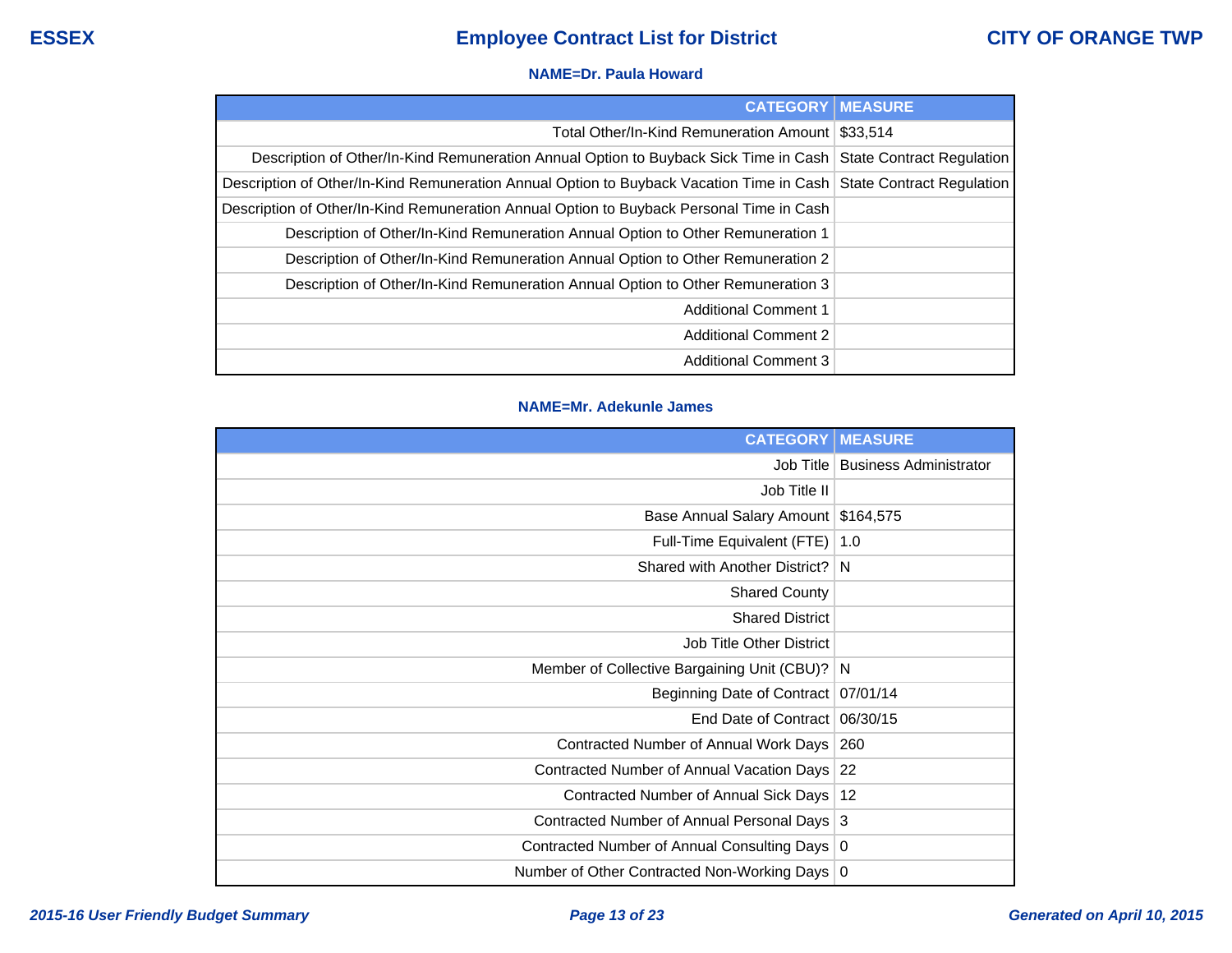### NAME=Dr. Paula Howard

| CATEGORY | MEASURE |
|---|---|
| Total Other/In-Kind Remuneration Amount | $33,514 |
| Description of Other/In-Kind Remuneration Annual Option to Buyback Sick Time in Cash | State Contract Regulation |
| Description of Other/In-Kind Remuneration Annual Option to Buyback Vacation Time in Cash | State Contract Regulation |
| Description of Other/In-Kind Remuneration Annual Option to Buyback Personal Time in Cash | |
| Description of Other/In-Kind Remuneration Annual Option to Other Remuneration 1 | |
| Description of Other/In-Kind Remuneration Annual Option to Other Remuneration 2 | |
| Description of Other/In-Kind Remuneration Annual Option to Other Remuneration 3 | |
| Additional Comment 1 | |
| Additional Comment 2 | |
| Additional Comment 3 | |

### NAME=Mr. Adekunle James

| CATEGORY | MEASURE |
|---|---|
| Job Title | Business Administrator |
| Job Title II | |
| Base Annual Salary Amount | $164,575 |
| Full-Time Equivalent (FTE) | 1.0 |
| Shared with Another District? | N |
| Shared County | |
| Shared District | |
| Job Title Other District | |
| Member of Collective Bargaining Unit (CBU)? | N |
| Beginning Date of Contract | 07/01/14 |
| End Date of Contract | 06/30/15 |
| Contracted Number of Annual Work Days | 260 |
| Contracted Number of Annual Vacation Days | 22 |
| Contracted Number of Annual Sick Days | 12 |
| Contracted Number of Annual Personal Days | 3 |
| Contracted Number of Annual Consulting Days | 0 |
| Number of Other Contracted Non-Working Days | 0 |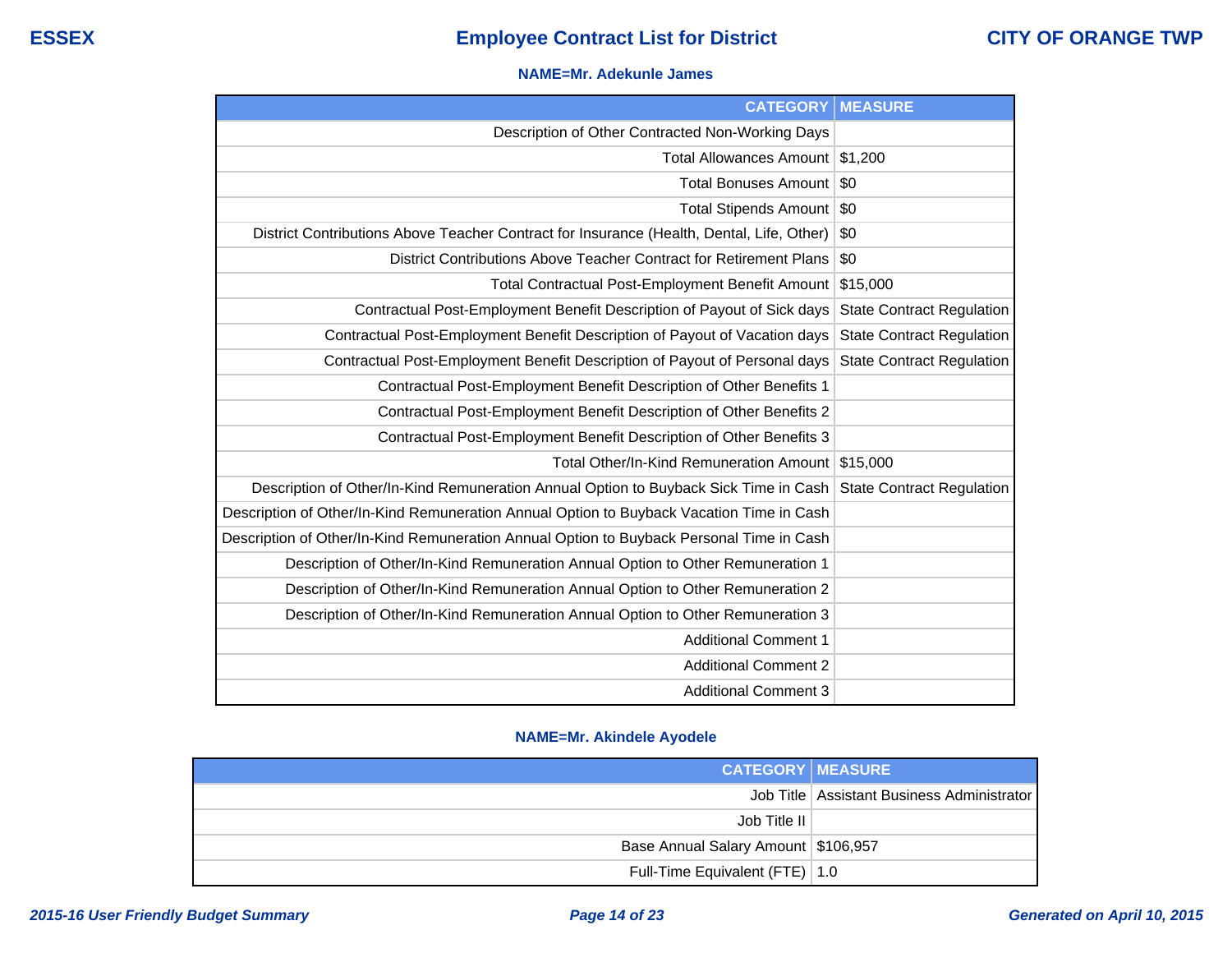**NAME=Mr. Adekunle James**

| CATEGORY | MEASURE |
|---:|---|
| Description of Other Contracted Non-Working Days | |
| Total Allowances Amount | $1,200 |
| Total Bonuses Amount | $0 |
| Total Stipends Amount | $0 |
| District Contributions Above Teacher Contract for Insurance (Health, Dental, Life, Other) | $0 |
| District Contributions Above Teacher Contract for Retirement Plans | $0 |
| Total Contractual Post-Employment Benefit Amount | $15,000 |
| Contractual Post-Employment Benefit Description of Payout of Sick days | State Contract Regulation |
| Contractual Post-Employment Benefit Description of Payout of Vacation days | State Contract Regulation |
| Contractual Post-Employment Benefit Description of Payout of Personal days | State Contract Regulation |
| Contractual Post-Employment Benefit Description of Other Benefits 1 | |
| Contractual Post-Employment Benefit Description of Other Benefits 2 | |
| Contractual Post-Employment Benefit Description of Other Benefits 3 | |
| Total Other/In-Kind Remuneration Amount | $15,000 |
| Description of Other/In-Kind Remuneration Annual Option to Buyback Sick Time in Cash | State Contract Regulation |
| Description of Other/In-Kind Remuneration Annual Option to Buyback Vacation Time in Cash | |
| Description of Other/In-Kind Remuneration Annual Option to Buyback Personal Time in Cash | |
| Description of Other/In-Kind Remuneration Annual Option to Other Remuneration 1 | |
| Description of Other/In-Kind Remuneration Annual Option to Other Remuneration 2 | |
| Description of Other/In-Kind Remuneration Annual Option to Other Remuneration 3 | |
| Additional Comment 1 | |
| Additional Comment 2 | |
| Additional Comment 3 | |

**NAME=Mr. Akindele Ayodele**

| CATEGORY | MEASURE |
|---:|---|
| Job Title | Assistant Business Administrator |
| Job Title II | |
| Base Annual Salary Amount | $106,957 |
| Full-Time Equivalent (FTE) | 1.0 |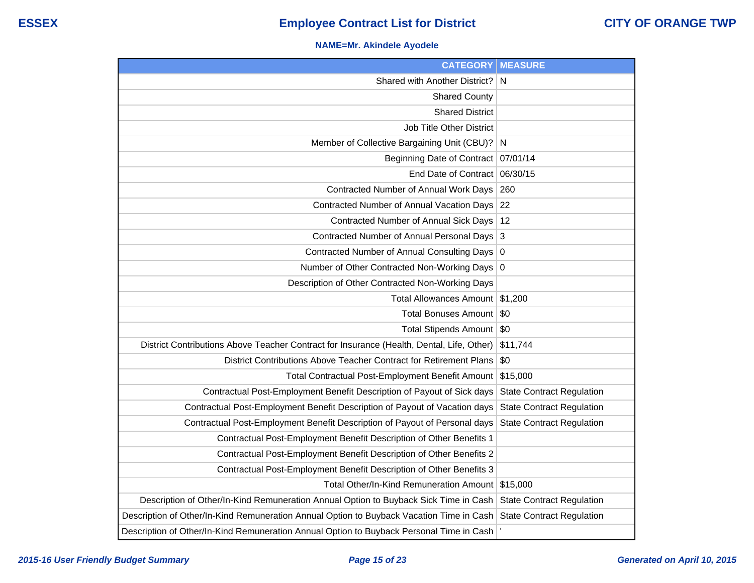# Employee Contract List for District

**ESSEX** — **CITY OF ORANGE TWP**

**NAME=Mr. Akindele Ayodele**

| CATEGORY | MEASURE |
|---|---|
| Shared with Another District? | N |
| Shared County | |
| Shared District | |
| Job Title Other District | |
| Member of Collective Bargaining Unit (CBU)? | N |
| Beginning Date of Contract | 07/01/14 |
| End Date of Contract | 06/30/15 |
| Contracted Number of Annual Work Days | 260 |
| Contracted Number of Annual Vacation Days | 22 |
| Contracted Number of Annual Sick Days | 12 |
| Contracted Number of Annual Personal Days | 3 |
| Contracted Number of Annual Consulting Days | 0 |
| Number of Other Contracted Non-Working Days | 0 |
| Description of Other Contracted Non-Working Days | |
| Total Allowances Amount | $1,200 |
| Total Bonuses Amount | $0 |
| Total Stipends Amount | $0 |
| District Contributions Above Teacher Contract for Insurance (Health, Dental, Life, Other) | $11,744 |
| District Contributions Above Teacher Contract for Retirement Plans | $0 |
| Total Contractual Post-Employment Benefit Amount | $15,000 |
| Contractual Post-Employment Benefit Description of Payout of Sick days | State Contract Regulation |
| Contractual Post-Employment Benefit Description of Payout of Vacation days | State Contract Regulation |
| Contractual Post-Employment Benefit Description of Payout of Personal days | State Contract Regulation |
| Contractual Post-Employment Benefit Description of Other Benefits 1 | |
| Contractual Post-Employment Benefit Description of Other Benefits 2 | |
| Contractual Post-Employment Benefit Description of Other Benefits 3 | |
| Total Other/In-Kind Remuneration Amount | $15,000 |
| Description of Other/In-Kind Remuneration Annual Option to Buyback Sick Time in Cash | State Contract Regulation |
| Description of Other/In-Kind Remuneration Annual Option to Buyback Vacation Time in Cash | State Contract Regulation |
| Description of Other/In-Kind Remuneration Annual Option to Buyback Personal Time in Cash | ' |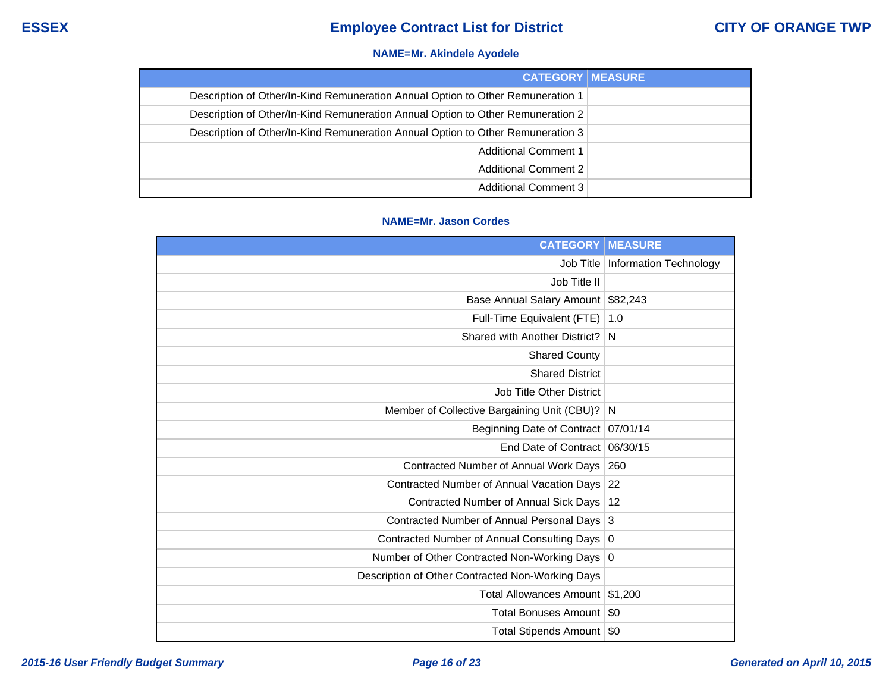**NAME=Mr. Akindele Ayodele**

| CATEGORY | MEASURE |
|---|---|
| Description of Other/In-Kind Remuneration Annual Option to Other Remuneration 1 | |
| Description of Other/In-Kind Remuneration Annual Option to Other Remuneration 2 | |
| Description of Other/In-Kind Remuneration Annual Option to Other Remuneration 3 | |
| Additional Comment 1 | |
| Additional Comment 2 | |
| Additional Comment 3 | |

**NAME=Mr. Jason Cordes**

| CATEGORY | MEASURE |
|---|---|
| Job Title | Information Technology |
| Job Title II | |
| Base Annual Salary Amount | $82,243 |
| Full-Time Equivalent (FTE) | 1.0 |
| Shared with Another District? | N |
| Shared County | |
| Shared District | |
| Job Title Other District | |
| Member of Collective Bargaining Unit (CBU)? | N |
| Beginning Date of Contract | 07/01/14 |
| End Date of Contract | 06/30/15 |
| Contracted Number of Annual Work Days | 260 |
| Contracted Number of Annual Vacation Days | 22 |
| Contracted Number of Annual Sick Days | 12 |
| Contracted Number of Annual Personal Days | 3 |
| Contracted Number of Annual Consulting Days | 0 |
| Number of Other Contracted Non-Working Days | 0 |
| Description of Other Contracted Non-Working Days | |
| Total Allowances Amount | $1,200 |
| Total Bonuses Amount | $0 |
| Total Stipends Amount | $0 |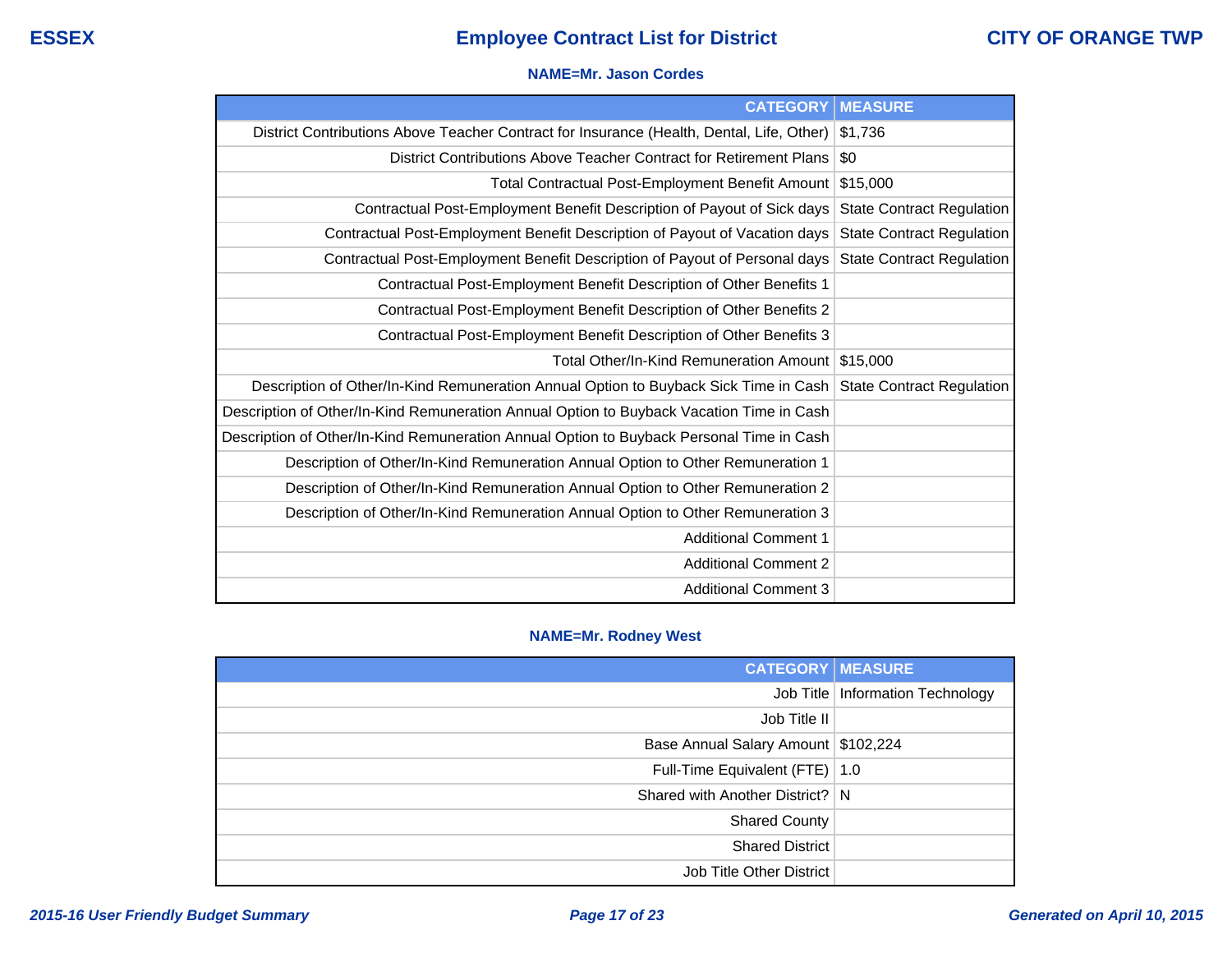**NAME=Mr. Jason Cordes**

| CATEGORY | MEASURE |
|---:|---|
| District Contributions Above Teacher Contract for Insurance (Health, Dental, Life, Other) | $1,736 |
| District Contributions Above Teacher Contract for Retirement Plans | $0 |
| Total Contractual Post-Employment Benefit Amount | $15,000 |
| Contractual Post-Employment Benefit Description of Payout of Sick days | State Contract Regulation |
| Contractual Post-Employment Benefit Description of Payout of Vacation days | State Contract Regulation |
| Contractual Post-Employment Benefit Description of Payout of Personal days | State Contract Regulation |
| Contractual Post-Employment Benefit Description of Other Benefits 1 | |
| Contractual Post-Employment Benefit Description of Other Benefits 2 | |
| Contractual Post-Employment Benefit Description of Other Benefits 3 | |
| Total Other/In-Kind Remuneration Amount | $15,000 |
| Description of Other/In-Kind Remuneration Annual Option to Buyback Sick Time in Cash | State Contract Regulation |
| Description of Other/In-Kind Remuneration Annual Option to Buyback Vacation Time in Cash | |
| Description of Other/In-Kind Remuneration Annual Option to Buyback Personal Time in Cash | |
| Description of Other/In-Kind Remuneration Annual Option to Other Remuneration 1 | |
| Description of Other/In-Kind Remuneration Annual Option to Other Remuneration 2 | |
| Description of Other/In-Kind Remuneration Annual Option to Other Remuneration 3 | |
| Additional Comment 1 | |
| Additional Comment 2 | |
| Additional Comment 3 | |

**NAME=Mr. Rodney West**

| CATEGORY | MEASURE |
|---:|---|
| Job Title | Information Technology |
| Job Title II | |
| Base Annual Salary Amount | $102,224 |
| Full-Time Equivalent (FTE) | 1.0 |
| Shared with Another District? | N |
| Shared County | |
| Shared District | |
| Job Title Other District | |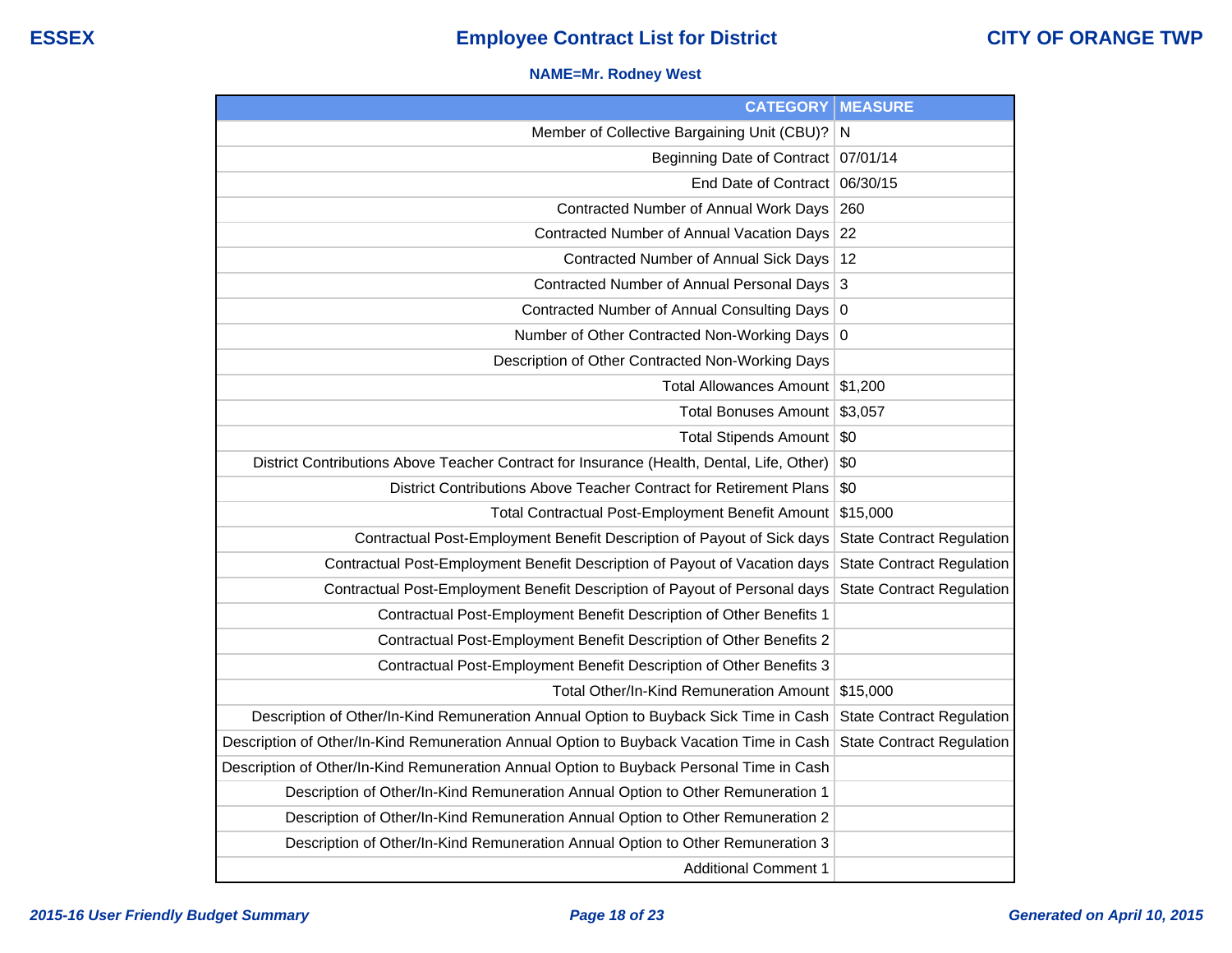# Employee Contract List for District

ESSEX — CITY OF ORANGE TWP

**NAME=Mr. Rodney West**

| CATEGORY | MEASURE |
|---|---|
| Member of Collective Bargaining Unit (CBU)? | N |
| Beginning Date of Contract | 07/01/14 |
| End Date of Contract | 06/30/15 |
| Contracted Number of Annual Work Days | 260 |
| Contracted Number of Annual Vacation Days | 22 |
| Contracted Number of Annual Sick Days | 12 |
| Contracted Number of Annual Personal Days | 3 |
| Contracted Number of Annual Consulting Days | 0 |
| Number of Other Contracted Non-Working Days | 0 |
| Description of Other Contracted Non-Working Days | |
| Total Allowances Amount | $1,200 |
| Total Bonuses Amount | $3,057 |
| Total Stipends Amount | $0 |
| District Contributions Above Teacher Contract for Insurance (Health, Dental, Life, Other) | $0 |
| District Contributions Above Teacher Contract for Retirement Plans | $0 |
| Total Contractual Post-Employment Benefit Amount | $15,000 |
| Contractual Post-Employment Benefit Description of Payout of Sick days | State Contract Regulation |
| Contractual Post-Employment Benefit Description of Payout of Vacation days | State Contract Regulation |
| Contractual Post-Employment Benefit Description of Payout of Personal days | State Contract Regulation |
| Contractual Post-Employment Benefit Description of Other Benefits 1 | |
| Contractual Post-Employment Benefit Description of Other Benefits 2 | |
| Contractual Post-Employment Benefit Description of Other Benefits 3 | |
| Total Other/In-Kind Remuneration Amount | $15,000 |
| Description of Other/In-Kind Remuneration Annual Option to Buyback Sick Time in Cash | State Contract Regulation |
| Description of Other/In-Kind Remuneration Annual Option to Buyback Vacation Time in Cash | State Contract Regulation |
| Description of Other/In-Kind Remuneration Annual Option to Buyback Personal Time in Cash | |
| Description of Other/In-Kind Remuneration Annual Option to Other Remuneration 1 | |
| Description of Other/In-Kind Remuneration Annual Option to Other Remuneration 2 | |
| Description of Other/In-Kind Remuneration Annual Option to Other Remuneration 3 | |
| Additional Comment 1 | |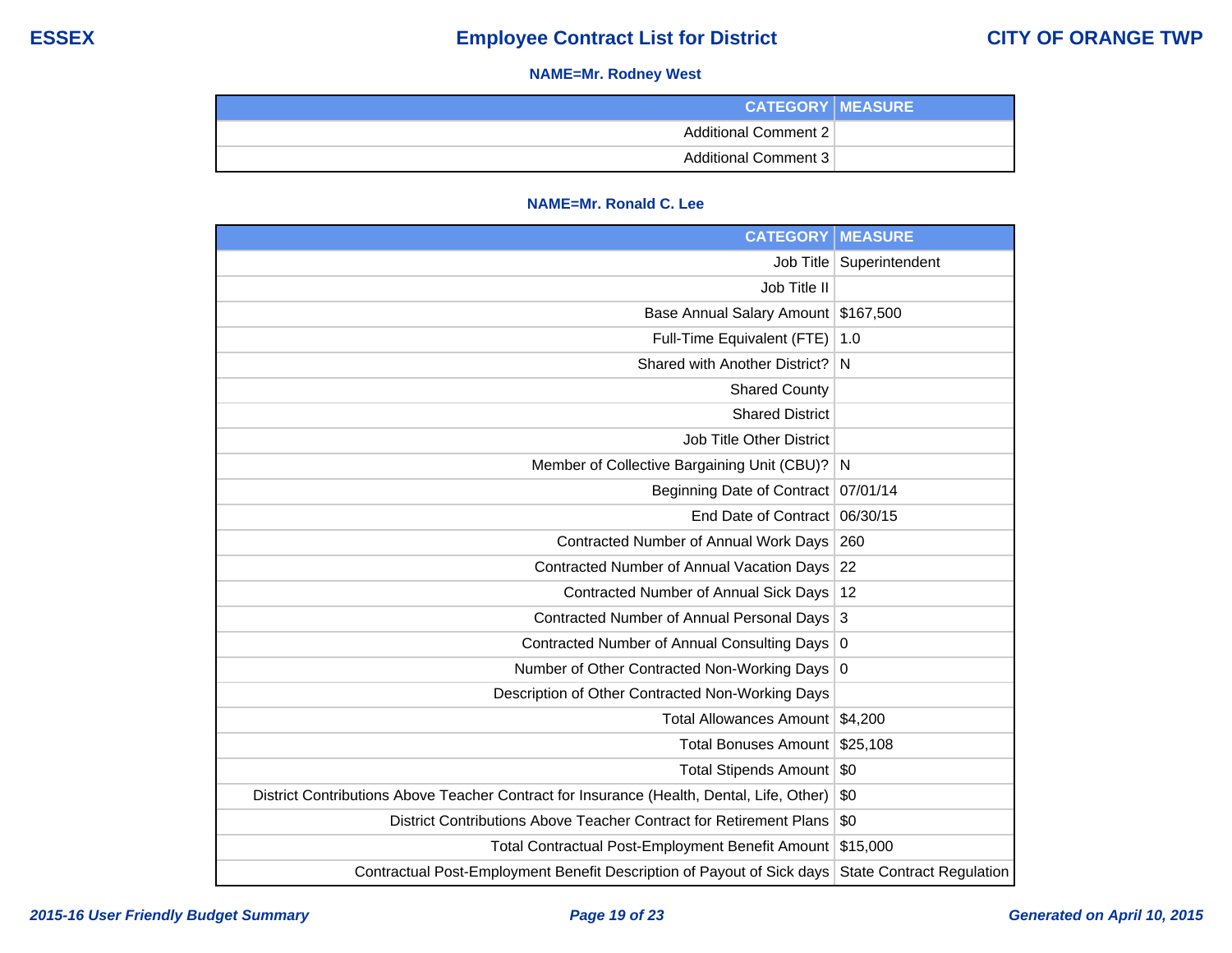**NAME=Mr. Rodney West**

| CATEGORY | MEASURE |
|---|---|
| Additional Comment 2 | |
| Additional Comment 3 | |

**NAME=Mr. Ronald C. Lee**

| CATEGORY | MEASURE |
|---|---|
| Job Title | Superintendent |
| Job Title II | |
| Base Annual Salary Amount | $167,500 |
| Full-Time Equivalent (FTE) | 1.0 |
| Shared with Another District? | N |
| Shared County | |
| Shared District | |
| Job Title Other District | |
| Member of Collective Bargaining Unit (CBU)? | N |
| Beginning Date of Contract | 07/01/14 |
| End Date of Contract | 06/30/15 |
| Contracted Number of Annual Work Days | 260 |
| Contracted Number of Annual Vacation Days | 22 |
| Contracted Number of Annual Sick Days | 12 |
| Contracted Number of Annual Personal Days | 3 |
| Contracted Number of Annual Consulting Days | 0 |
| Number of Other Contracted Non-Working Days | 0 |
| Description of Other Contracted Non-Working Days | |
| Total Allowances Amount | $4,200 |
| Total Bonuses Amount | $25,108 |
| Total Stipends Amount | $0 |
| District Contributions Above Teacher Contract for Insurance (Health, Dental, Life, Other) | $0 |
| District Contributions Above Teacher Contract for Retirement Plans | $0 |
| Total Contractual Post-Employment Benefit Amount | $15,000 |
| Contractual Post-Employment Benefit Description of Payout of Sick days | State Contract Regulation |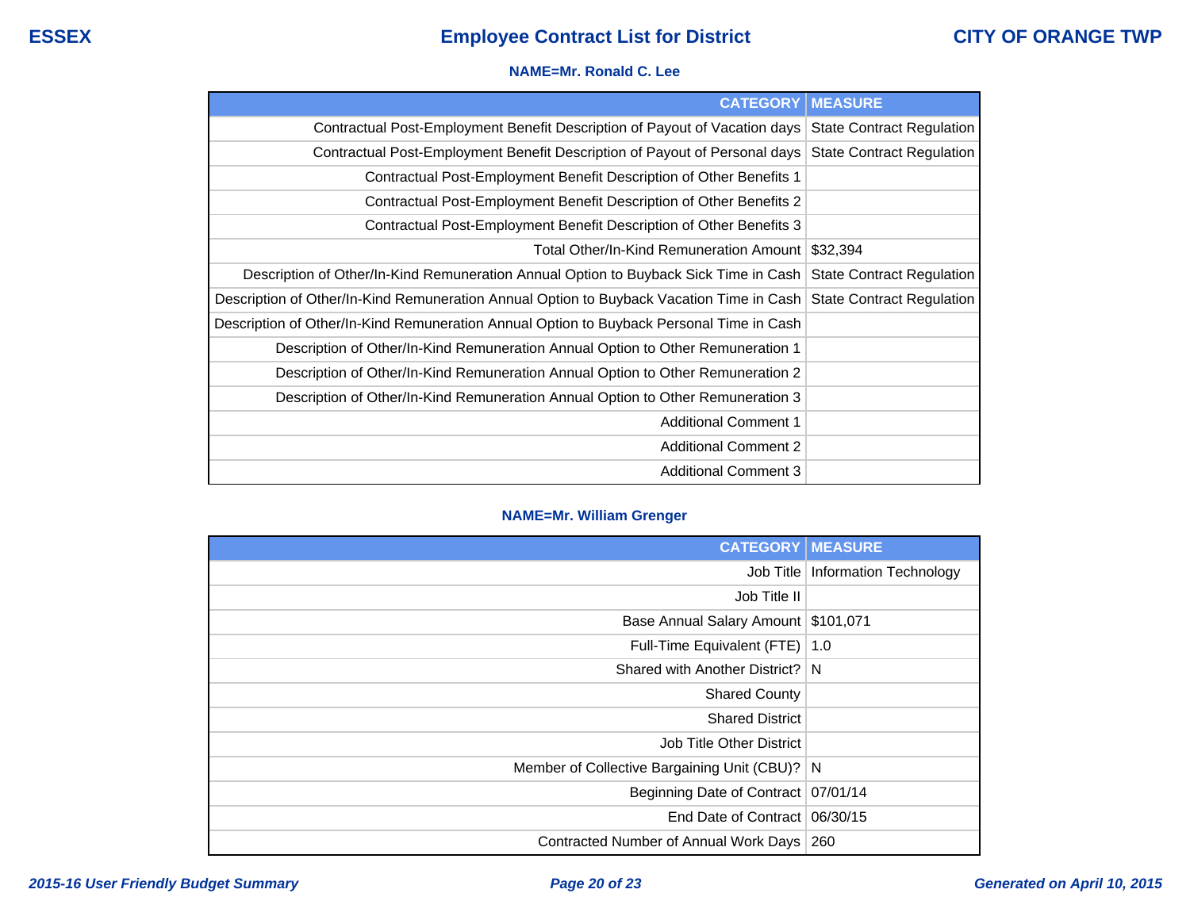**NAME=Mr. Ronald C. Lee**

| CATEGORY | MEASURE |
|---|---|
| Contractual Post-Employment Benefit Description of Payout of Vacation days | State Contract Regulation |
| Contractual Post-Employment Benefit Description of Payout of Personal days | State Contract Regulation |
| Contractual Post-Employment Benefit Description of Other Benefits 1 | |
| Contractual Post-Employment Benefit Description of Other Benefits 2 | |
| Contractual Post-Employment Benefit Description of Other Benefits 3 | |
| Total Other/In-Kind Remuneration Amount | $32,394 |
| Description of Other/In-Kind Remuneration Annual Option to Buyback Sick Time in Cash | State Contract Regulation |
| Description of Other/In-Kind Remuneration Annual Option to Buyback Vacation Time in Cash | State Contract Regulation |
| Description of Other/In-Kind Remuneration Annual Option to Buyback Personal Time in Cash | |
| Description of Other/In-Kind Remuneration Annual Option to Other Remuneration 1 | |
| Description of Other/In-Kind Remuneration Annual Option to Other Remuneration 2 | |
| Description of Other/In-Kind Remuneration Annual Option to Other Remuneration 3 | |
| Additional Comment 1 | |
| Additional Comment 2 | |
| Additional Comment 3 | |

**NAME=Mr. William Grenger**

| CATEGORY | MEASURE |
|---|---|
| Job Title | Information Technology |
| Job Title II | |
| Base Annual Salary Amount | $101,071 |
| Full-Time Equivalent (FTE) | 1.0 |
| Shared with Another District? | N |
| Shared County | |
| Shared District | |
| Job Title Other District | |
| Member of Collective Bargaining Unit (CBU)? | N |
| Beginning Date of Contract | 07/01/14 |
| End Date of Contract | 06/30/15 |
| Contracted Number of Annual Work Days | 260 |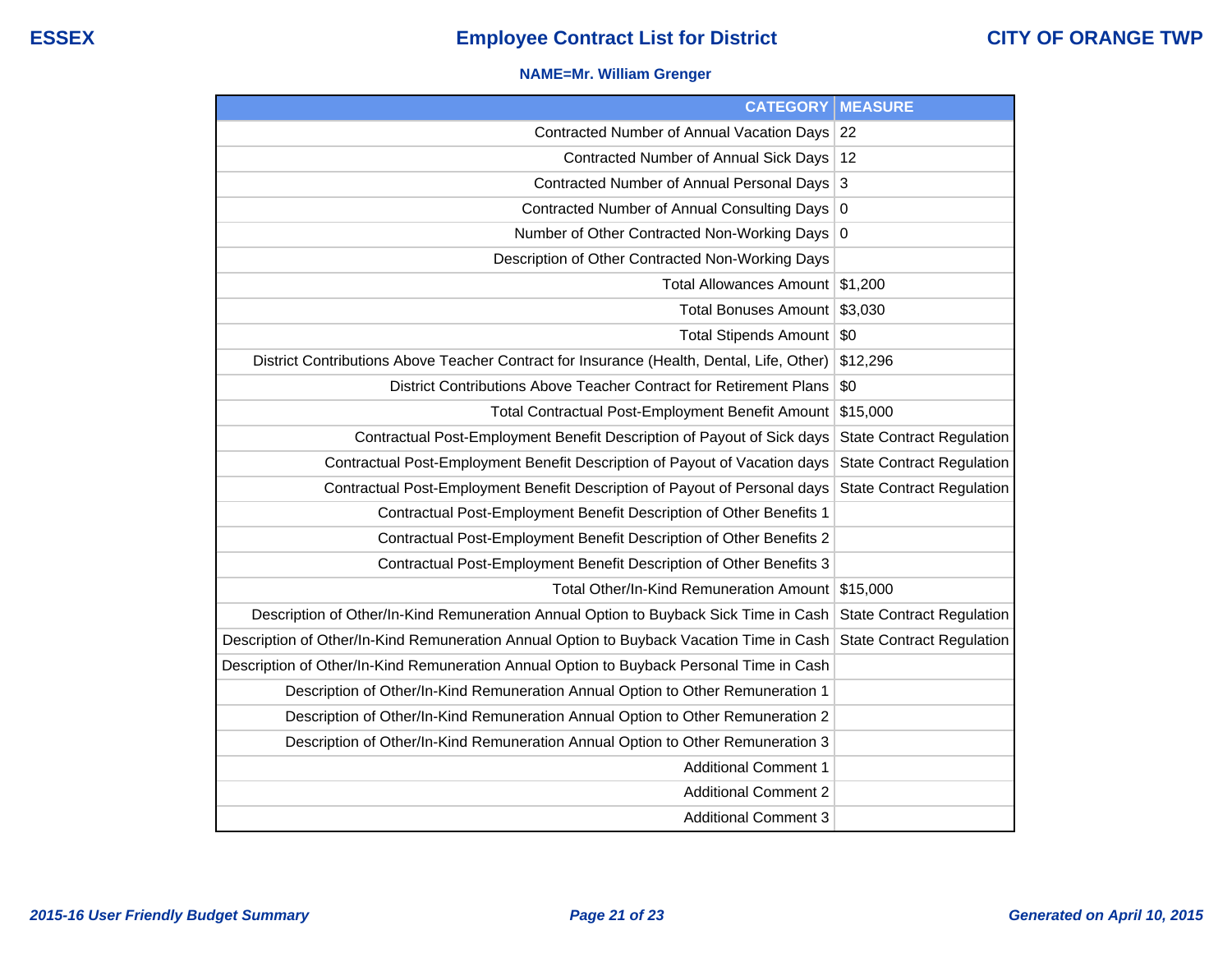ESSEX

# Employee Contract List for District

CITY OF ORANGE TWP

**NAME=Mr. William Grenger**

| CATEGORY | MEASURE |
|---|---|
| Contracted Number of Annual Vacation Days | 22 |
| Contracted Number of Annual Sick Days | 12 |
| Contracted Number of Annual Personal Days | 3 |
| Contracted Number of Annual Consulting Days | 0 |
| Number of Other Contracted Non-Working Days | 0 |
| Description of Other Contracted Non-Working Days | |
| Total Allowances Amount | $1,200 |
| Total Bonuses Amount | $3,030 |
| Total Stipends Amount | $0 |
| District Contributions Above Teacher Contract for Insurance (Health, Dental, Life, Other) | $12,296 |
| District Contributions Above Teacher Contract for Retirement Plans | $0 |
| Total Contractual Post-Employment Benefit Amount | $15,000 |
| Contractual Post-Employment Benefit Description of Payout of Sick days | State Contract Regulation |
| Contractual Post-Employment Benefit Description of Payout of Vacation days | State Contract Regulation |
| Contractual Post-Employment Benefit Description of Payout of Personal days | State Contract Regulation |
| Contractual Post-Employment Benefit Description of Other Benefits 1 | |
| Contractual Post-Employment Benefit Description of Other Benefits 2 | |
| Contractual Post-Employment Benefit Description of Other Benefits 3 | |
| Total Other/In-Kind Remuneration Amount | $15,000 |
| Description of Other/In-Kind Remuneration Annual Option to Buyback Sick Time in Cash | State Contract Regulation |
| Description of Other/In-Kind Remuneration Annual Option to Buyback Vacation Time in Cash | State Contract Regulation |
| Description of Other/In-Kind Remuneration Annual Option to Buyback Personal Time in Cash | |
| Description of Other/In-Kind Remuneration Annual Option to Other Remuneration 1 | |
| Description of Other/In-Kind Remuneration Annual Option to Other Remuneration 2 | |
| Description of Other/In-Kind Remuneration Annual Option to Other Remuneration 3 | |
| Additional Comment 1 | |
| Additional Comment 2 | |
| Additional Comment 3 | |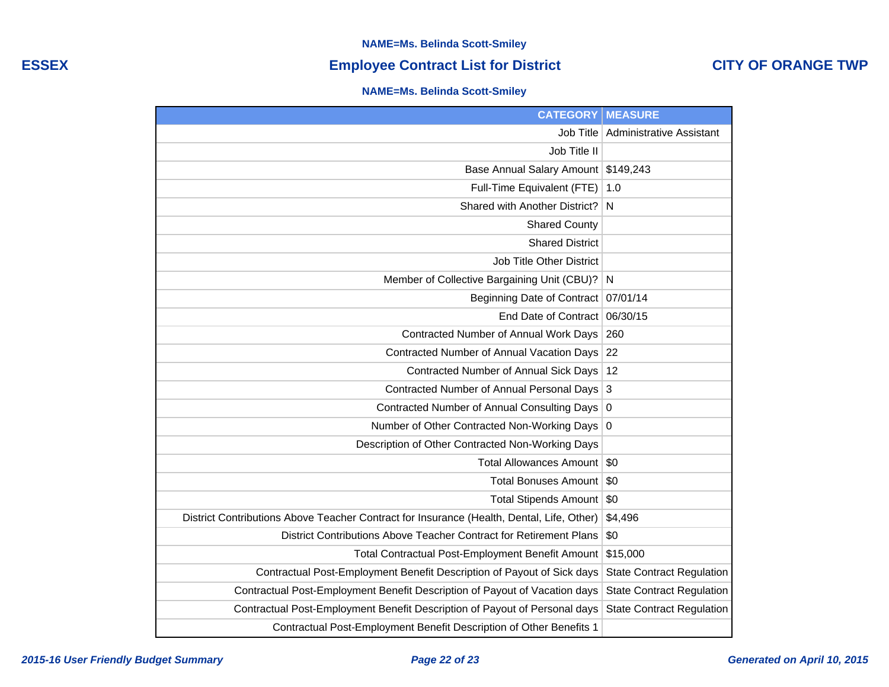**NAME=Ms. Belinda Scott-Smiley**

**ESSEX** | **Employee Contract List for District** | **CITY OF ORANGE TWP**

**NAME=Ms. Belinda Scott-Smiley**

| CATEGORY | MEASURE |
|---|---|
| Job Title | Administrative Assistant |
| Job Title II | |
| Base Annual Salary Amount | $149,243 |
| Full-Time Equivalent (FTE) | 1.0 |
| Shared with Another District? | N |
| Shared County | |
| Shared District | |
| Job Title Other District | |
| Member of Collective Bargaining Unit (CBU)? | N |
| Beginning Date of Contract | 07/01/14 |
| End Date of Contract | 06/30/15 |
| Contracted Number of Annual Work Days | 260 |
| Contracted Number of Annual Vacation Days | 22 |
| Contracted Number of Annual Sick Days | 12 |
| Contracted Number of Annual Personal Days | 3 |
| Contracted Number of Annual Consulting Days | 0 |
| Number of Other Contracted Non-Working Days | 0 |
| Description of Other Contracted Non-Working Days | |
| Total Allowances Amount | $0 |
| Total Bonuses Amount | $0 |
| Total Stipends Amount | $0 |
| District Contributions Above Teacher Contract for Insurance (Health, Dental, Life, Other) | $4,496 |
| District Contributions Above Teacher Contract for Retirement Plans | $0 |
| Total Contractual Post-Employment Benefit Amount | $15,000 |
| Contractual Post-Employment Benefit Description of Payout of Sick days | State Contract Regulation |
| Contractual Post-Employment Benefit Description of Payout of Vacation days | State Contract Regulation |
| Contractual Post-Employment Benefit Description of Payout of Personal days | State Contract Regulation |
| Contractual Post-Employment Benefit Description of Other Benefits 1 | |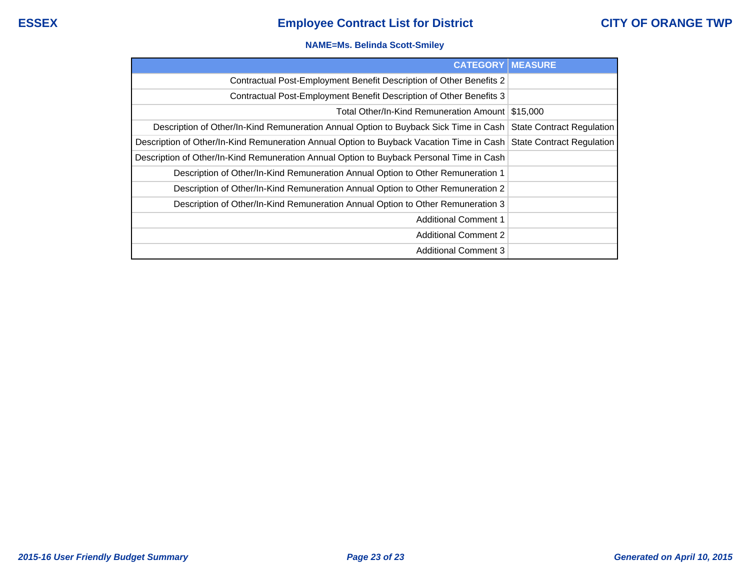**NAME=Ms. Belinda Scott-Smiley**

| CATEGORY | MEASURE |
|---|---|
| Contractual Post-Employment Benefit Description of Other Benefits 2 | |
| Contractual Post-Employment Benefit Description of Other Benefits 3 | |
| Total Other/In-Kind Remuneration Amount | $15,000 |
| Description of Other/In-Kind Remuneration Annual Option to Buyback Sick Time in Cash | State Contract Regulation |
| Description of Other/In-Kind Remuneration Annual Option to Buyback Vacation Time in Cash | State Contract Regulation |
| Description of Other/In-Kind Remuneration Annual Option to Buyback Personal Time in Cash | |
| Description of Other/In-Kind Remuneration Annual Option to Other Remuneration 1 | |
| Description of Other/In-Kind Remuneration Annual Option to Other Remuneration 2 | |
| Description of Other/In-Kind Remuneration Annual Option to Other Remuneration 3 | |
| Additional Comment 1 | |
| Additional Comment 2 | |
| Additional Comment 3 | |